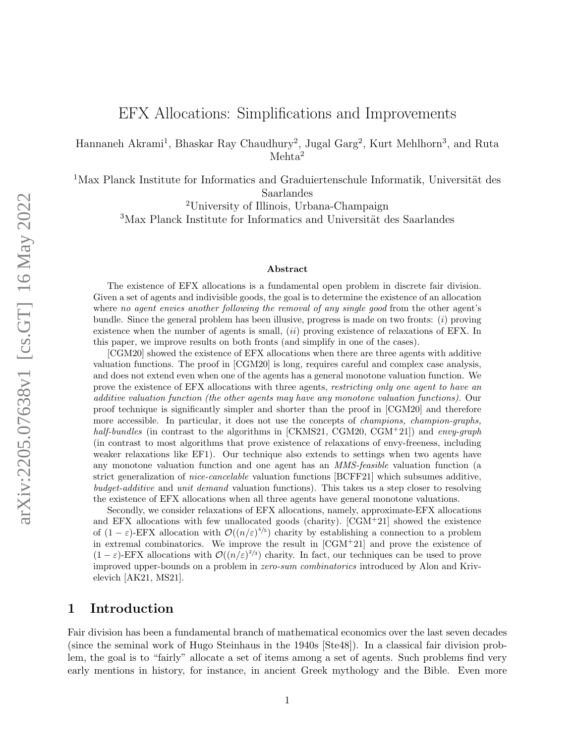# EFX Allocations: Simplifications and Improvements

Hannaneh Akrami[1], Bhaskar Ray Chaudhury[2], Jugal Garg[2], Kurt Mehlhorn[3], and Ruta Mehta[2]

[1]Max Planck Institute for Informatics and Graduiertenschule Informatik, Universität des Saarlandes

[2]University of Illinois, Urbana-Champaign

[3]Max Planck Institute for Informatics and Universität des Saarlandes

### Abstract

The existence of EFX allocations is a fundamental open problem in discrete fair division. Given a set of agents and indivisible goods, the goal is to determine the existence of an allocation where *no agent envies another following the removal of any single good* from the other agent's bundle. Since the general problem has been illusive, progress is made on two fronts: (*i*) proving existence when the number of agents is small, (*ii*) proving existence of relaxations of EFX. In this paper, we improve results on both fronts (and simplify in one of the cases).

[CGM20] showed the existence of EFX allocations when there are three agents with additive valuation functions. The proof in [CGM20] is long, requires careful and complex case analysis, and does not extend even when one of the agents has a general monotone valuation function. We prove the existence of EFX allocations with three agents, *restricting only one agent to have an additive valuation function (the other agents may have any monotone valuation functions).* Our proof technique is significantly simpler and shorter than the proof in [CGM20] and therefore more accessible. In particular, it does not use the concepts of *champions, champion-graphs, half-bundles* (in contrast to the algorithms in [CKMS21, CGM20, CGM+21]) and *envy-graph* (in contrast to most algorithms that prove existence of relaxations of envy-freeness, including weaker relaxations like EF1). Our technique also extends to settings when two agents have any monotone valuation function and one agent has an *MMS-feasible* valuation function (a strict generalization of *nice-cancelable* valuation functions [BCFF21] which subsumes additive, *budget-additive* and *unit demand* valuation functions). This takes us a step closer to resolving the existence of EFX allocations when all three agents have general monotone valuations.

Secondly, we consider relaxations of EFX allocations, namely, approximate-EFX allocations and EFX allocations with few unallocated goods (charity). [CGM+21] showed the existence of $(1-\varepsilon)$-EFX allocation with $\mathcal{O}((n/\varepsilon)^{4/5})$ charity by establishing a connection to a problem in extremal combinatorics. We improve the result in [CGM+21] and prove the existence of $(1-\varepsilon)$-EFX allocations with $\mathcal{O}((n/\varepsilon)^{2/3})$ charity. In fact, our techniques can be used to prove improved upper-bounds on a problem in *zero-sum combinatorics* introduced by Alon and Krivelevich [AK21, MS21].

## 1 Introduction

Fair division has been a fundamental branch of mathematical economics over the last seven decades (since the seminal work of Hugo Steinhaus in the 1940s [Ste48]). In a classical fair division problem, the goal is to "fairly" allocate a set of items among a set of agents. Such problems find very early mentions in history, for instance, in ancient Greek mythology and the Bible. Even more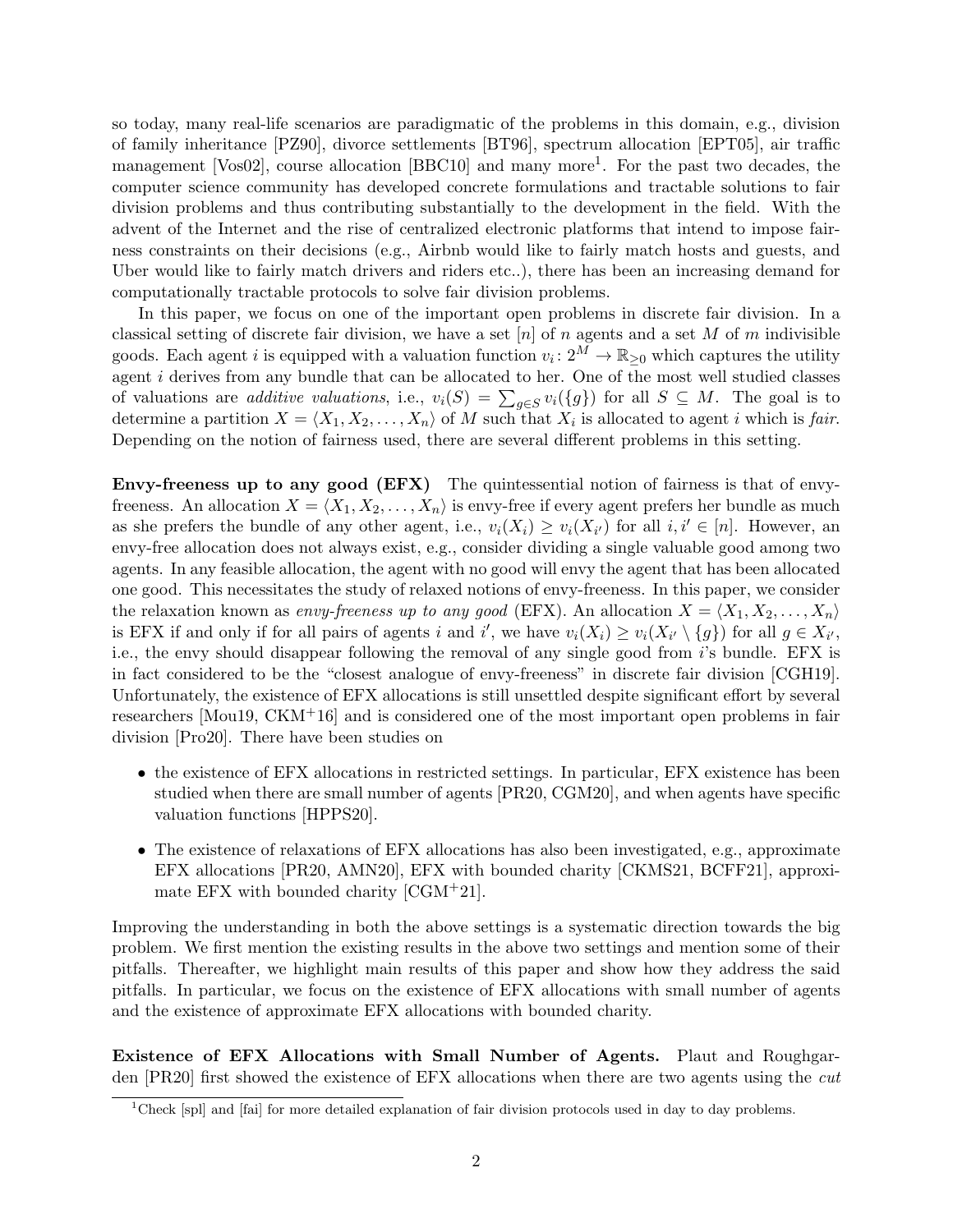so today, many real-life scenarios are paradigmatic of the problems in this domain, e.g., division of family inheritance [PZ90], divorce settlements [BT96], spectrum allocation [EPT05], air traffic management [Vos02], course allocation [BBC10] and many more[1]. For the past two decades, the computer science community has developed concrete formulations and tractable solutions to fair division problems and thus contributing substantially to the development in the field. With the advent of the Internet and the rise of centralized electronic platforms that intend to impose fairness constraints on their decisions (e.g., Airbnb would like to fairly match hosts and guests, and Uber would like to fairly match drivers and riders etc..), there has been an increasing demand for computationally tractable protocols to solve fair division problems.

In this paper, we focus on one of the important open problems in discrete fair division. In a classical setting of discrete fair division, we have a set $[n]$ of $n$ agents and a set $M$ of $m$ indivisible goods. Each agent $i$ is equipped with a valuation function $v_i \colon 2^M \to \mathbb{R}_{\geq 0}$ which captures the utility agent $i$ derives from any bundle that can be allocated to her. One of the most well studied classes of valuations are *additive valuations*, i.e., $v_i(S) = \sum_{g \in S} v_i(\{g\})$ for all $S \subseteq M$. The goal is to determine a partition $X = \langle X_1, X_2, \ldots, X_n \rangle$ of $M$ such that $X_i$ is allocated to agent $i$ which is *fair*. Depending on the notion of fairness used, there are several different problems in this setting.

**Envy-freeness up to any good (EFX)** The quintessential notion of fairness is that of envy-freeness. An allocation $X = \langle X_1, X_2, \ldots, X_n \rangle$ is envy-free if every agent prefers her bundle as much as she prefers the bundle of any other agent, i.e., $v_i(X_i) \geq v_i(X_{i'})$ for all $i, i' \in [n]$. However, an envy-free allocation does not always exist, e.g., consider dividing a single valuable good among two agents. In any feasible allocation, the agent with no good will envy the agent that has been allocated one good. This necessitates the study of relaxed notions of envy-freeness. In this paper, we consider the relaxation known as *envy-freeness up to any good* (EFX). An allocation $X = \langle X_1, X_2, \ldots, X_n \rangle$ is EFX if and only if for all pairs of agents $i$ and $i'$, we have $v_i(X_i) \geq v_i(X_{i'} \setminus \{g\})$ for all $g \in X_{i'}$, i.e., the envy should disappear following the removal of any single good from $i$'s bundle. EFX is in fact considered to be the "closest analogue of envy-freeness" in discrete fair division [CGH19]. Unfortunately, the existence of EFX allocations is still unsettled despite significant effort by several researchers [Mou19, CKM+16] and is considered one of the most important open problems in fair division [Pro20]. There have been studies on

- the existence of EFX allocations in restricted settings. In particular, EFX existence has been studied when there are small number of agents [PR20, CGM20], and when agents have specific valuation functions [HPPS20].
- The existence of relaxations of EFX allocations has also been investigated, e.g., approximate EFX allocations [PR20, AMN20], EFX with bounded charity [CKMS21, BCFF21], approximate EFX with bounded charity [CGM+21].

Improving the understanding in both the above settings is a systematic direction towards the big problem. We first mention the existing results in the above two settings and mention some of their pitfalls. Thereafter, we highlight main results of this paper and show how they address the said pitfalls. In particular, we focus on the existence of EFX allocations with small number of agents and the existence of approximate EFX allocations with bounded charity.

**Existence of EFX Allocations with Small Number of Agents.** Plaut and Roughgarden [PR20] first showed the existence of EFX allocations when there are two agents using the *cut*

[1] Check [spl] and [fai] for more detailed explanation of fair division protocols used in day to day problems.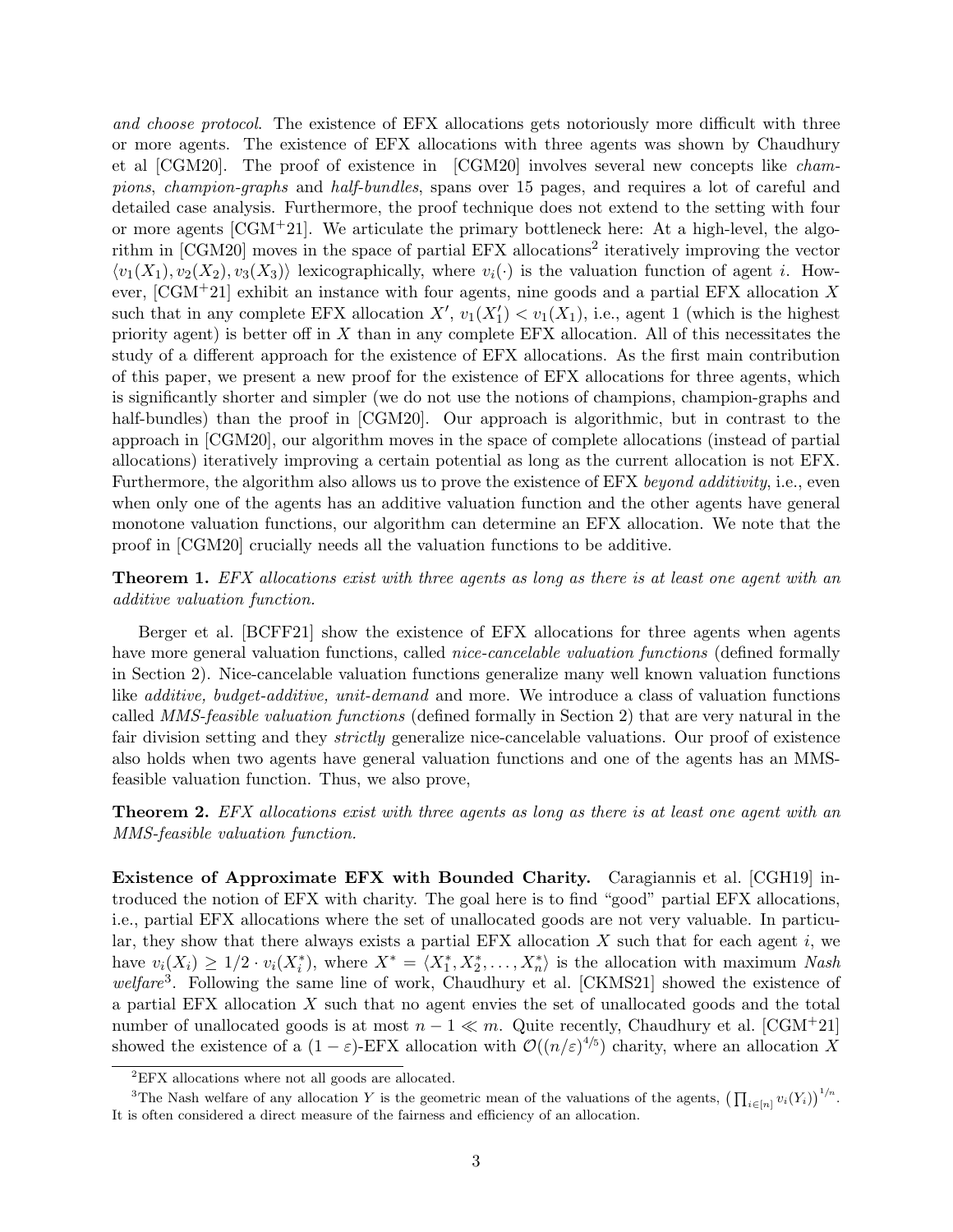*and choose protocol*. The existence of EFX allocations gets notoriously more difficult with three or more agents. The existence of EFX allocations with three agents was shown by Chaudhury et al [CGM20]. The proof of existence in [CGM20] involves several new concepts like *champions*, *champion-graphs* and *half-bundles*, spans over 15 pages, and requires a lot of careful and detailed case analysis. Furthermore, the proof technique does not extend to the setting with four or more agents [CGM+21]. We articulate the primary bottleneck here: At a high-level, the algorithm in [CGM20] moves in the space of partial EFX allocations[2] iteratively improving the vector $\langle v_1(X_1), v_2(X_2), v_3(X_3)\rangle$ lexicographically, where $v_i(\cdot)$ is the valuation function of agent $i$. However, [CGM+21] exhibit an instance with four agents, nine goods and a partial EFX allocation $X$ such that in any complete EFX allocation $X'$, $v_1(X'_1) < v_1(X_1)$, i.e., agent 1 (which is the highest priority agent) is better off in $X$ than in any complete EFX allocation. All of this necessitates the study of a different approach for the existence of EFX allocations. As the first main contribution of this paper, we present a new proof for the existence of EFX allocations for three agents, which is significantly shorter and simpler (we do not use the notions of champions, champion-graphs and half-bundles) than the proof in [CGM20]. Our approach is algorithmic, but in contrast to the approach in [CGM20], our algorithm moves in the space of complete allocations (instead of partial allocations) iteratively improving a certain potential as long as the current allocation is not EFX. Furthermore, the algorithm also allows us to prove the existence of EFX *beyond additivity*, i.e., even when only one of the agents has an additive valuation function and the other agents have general monotone valuation functions, our algorithm can determine an EFX allocation. We note that the proof in [CGM20] crucially needs all the valuation functions to be additive.

**Theorem 1.** *EFX allocations exist with three agents as long as there is at least one agent with an additive valuation function.*

Berger et al. [BCFF21] show the existence of EFX allocations for three agents when agents have more general valuation functions, called *nice-cancelable valuation functions* (defined formally in Section 2). Nice-cancelable valuation functions generalize many well known valuation functions like *additive, budget-additive, unit-demand* and more. We introduce a class of valuation functions called *MMS-feasible valuation functions* (defined formally in Section 2) that are very natural in the fair division setting and they *strictly* generalize nice-cancelable valuations. Our proof of existence also holds when two agents have general valuation functions and one of the agents has an MMS-feasible valuation function. Thus, we also prove,

**Theorem 2.** *EFX allocations exist with three agents as long as there is at least one agent with an MMS-feasible valuation function.*

**Existence of Approximate EFX with Bounded Charity.** Caragiannis et al. [CGH19] introduced the notion of EFX with charity. The goal here is to find "good" partial EFX allocations, i.e., partial EFX allocations where the set of unallocated goods are not very valuable. In particular, they show that there always exists a partial EFX allocation $X$ such that for each agent $i$, we have $v_i(X_i) \geq 1/2 \cdot v_i(X^*_i)$, where $X^* = \langle X^*_1, X^*_2, \ldots, X^*_n\rangle$ is the allocation with maximum *Nash welfare*[3]. Following the same line of work, Chaudhury et al. [CKMS21] showed the existence of a partial EFX allocation $X$ such that no agent envies the set of unallocated goods and the total number of unallocated goods is at most $n-1 \ll m$. Quite recently, Chaudhury et al. [CGM+21] showed the existence of a $(1-\varepsilon)$-EFX allocation with $\mathcal{O}((n/\varepsilon)^{4/5})$ charity, where an allocation $X$

[2] EFX allocations where not all goods are allocated.

[3] The Nash welfare of any allocation $Y$ is the geometric mean of the valuations of the agents, $\left(\prod_{i\in[n]} v_i(Y_i)\right)^{1/n}$. It is often considered a direct measure of the fairness and efficiency of an allocation.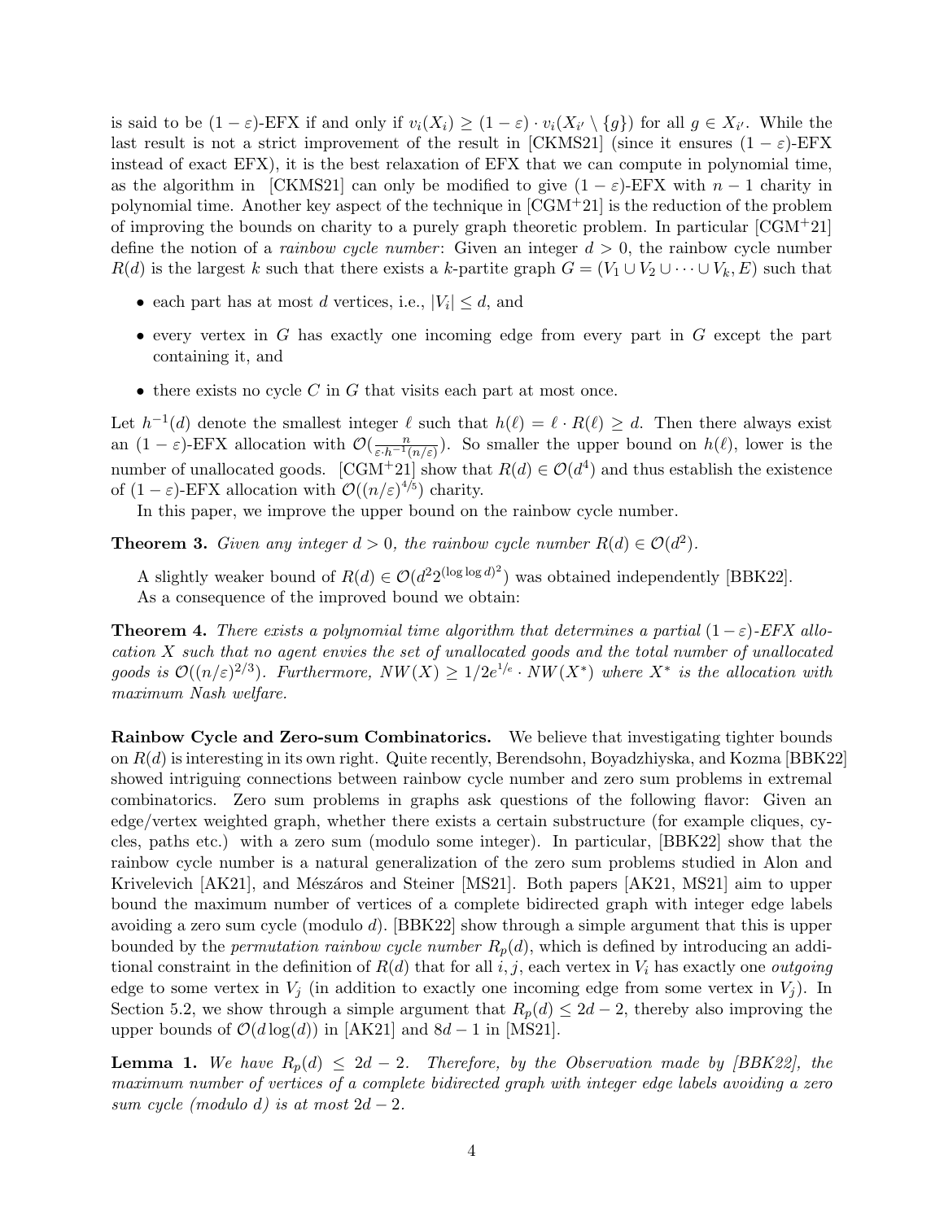is said to be $(1-\varepsilon)$-EFX if and only if $v_i(X_i) \geq (1-\varepsilon) \cdot v_i(X_{i'} \setminus \{g\})$ for all $g \in X_{i'}$. While the last result is not a strict improvement of the result in [CKMS21] (since it ensures $(1-\varepsilon)$-EFX instead of exact EFX), it is the best relaxation of EFX that we can compute in polynomial time, as the algorithm in [CKMS21] can only be modified to give $(1-\varepsilon)$-EFX with $n-1$ charity in polynomial time. Another key aspect of the technique in [CGM+21] is the reduction of the problem of improving the bounds on charity to a purely graph theoretic problem. In particular [CGM+21] define the notion of a *rainbow cycle number*: Given an integer $d > 0$, the rainbow cycle number $R(d)$ is the largest $k$ such that there exists a $k$-partite graph $G = (V_1 \cup V_2 \cup \cdots \cup V_k, E)$ such that

- each part has at most $d$ vertices, i.e., $|V_i| \leq d$, and
- every vertex in $G$ has exactly one incoming edge from every part in $G$ except the part containing it, and
- there exists no cycle $C$ in $G$ that visits each part at most once.

Let $h^{-1}(d)$ denote the smallest integer $\ell$ such that $h(\ell) = \ell \cdot R(\ell) \geq d$. Then there always exist an $(1-\varepsilon)$-EFX allocation with $\mathcal{O}(\frac{n}{\varepsilon \cdot h^{-1}(n/\varepsilon)})$. So smaller the upper bound on $h(\ell)$, lower is the number of unallocated goods. [CGM+21] show that $R(d) \in \mathcal{O}(d^4)$ and thus establish the existence of $(1-\varepsilon)$-EFX allocation with $\mathcal{O}((n/\varepsilon)^{4/5})$ charity.

In this paper, we improve the upper bound on the rainbow cycle number.

**Theorem 3.** *Given any integer $d > 0$, the rainbow cycle number $R(d) \in \mathcal{O}(d^2)$.*

A slightly weaker bound of $R(d) \in \mathcal{O}(d^2 2^{(\log \log d)^2})$ was obtained independently [BBK22].

As a consequence of the improved bound we obtain:

**Theorem 4.** *There exists a polynomial time algorithm that determines a partial $(1-\varepsilon)$-EFX allocation $X$ such that no agent envies the set of unallocated goods and the total number of unallocated goods is $\mathcal{O}((n/\varepsilon)^{2/3})$. Furthermore, $NW(X) \geq 1/2e^{1/e} \cdot NW(X^*)$ where $X^*$ is the allocation with maximum Nash welfare.*

**Rainbow Cycle and Zero-sum Combinatorics.** We believe that investigating tighter bounds on $R(d)$ is interesting in its own right. Quite recently, Berendsohn, Boyadzhiyska, and Kozma [BBK22] showed intriguing connections between rainbow cycle number and zero sum problems in extremal combinatorics. Zero sum problems in graphs ask questions of the following flavor: Given an edge/vertex weighted graph, whether there exists a certain substructure (for example cliques, cycles, paths etc.) with a zero sum (modulo some integer). In particular, [BBK22] show that the rainbow cycle number is a natural generalization of the zero sum problems studied in Alon and Krivelevich [AK21], and Mészáros and Steiner [MS21]. Both papers [AK21, MS21] aim to upper bound the maximum number of vertices of a complete bidirected graph with integer edge labels avoiding a zero sum cycle (modulo $d$). [BBK22] show through a simple argument that this is upper bounded by the *permutation rainbow cycle number* $R_p(d)$, which is defined by introducing an additional constraint in the definition of $R(d)$ that for all $i, j$, each vertex in $V_i$ has exactly one *outgoing* edge to some vertex in $V_j$ (in addition to exactly one incoming edge from some vertex in $V_j$). In Section 5.2, we show through a simple argument that $R_p(d) \leq 2d-2$, thereby also improving the upper bounds of $\mathcal{O}(d \log(d))$ in [AK21] and $8d-1$ in [MS21].

**Lemma 1.** *We have $R_p(d) \leq 2d-2$. Therefore, by the Observation made by [BBK22], the maximum number of vertices of a complete bidirected graph with integer edge labels avoiding a zero sum cycle (modulo $d$) is at most $2d-2$.*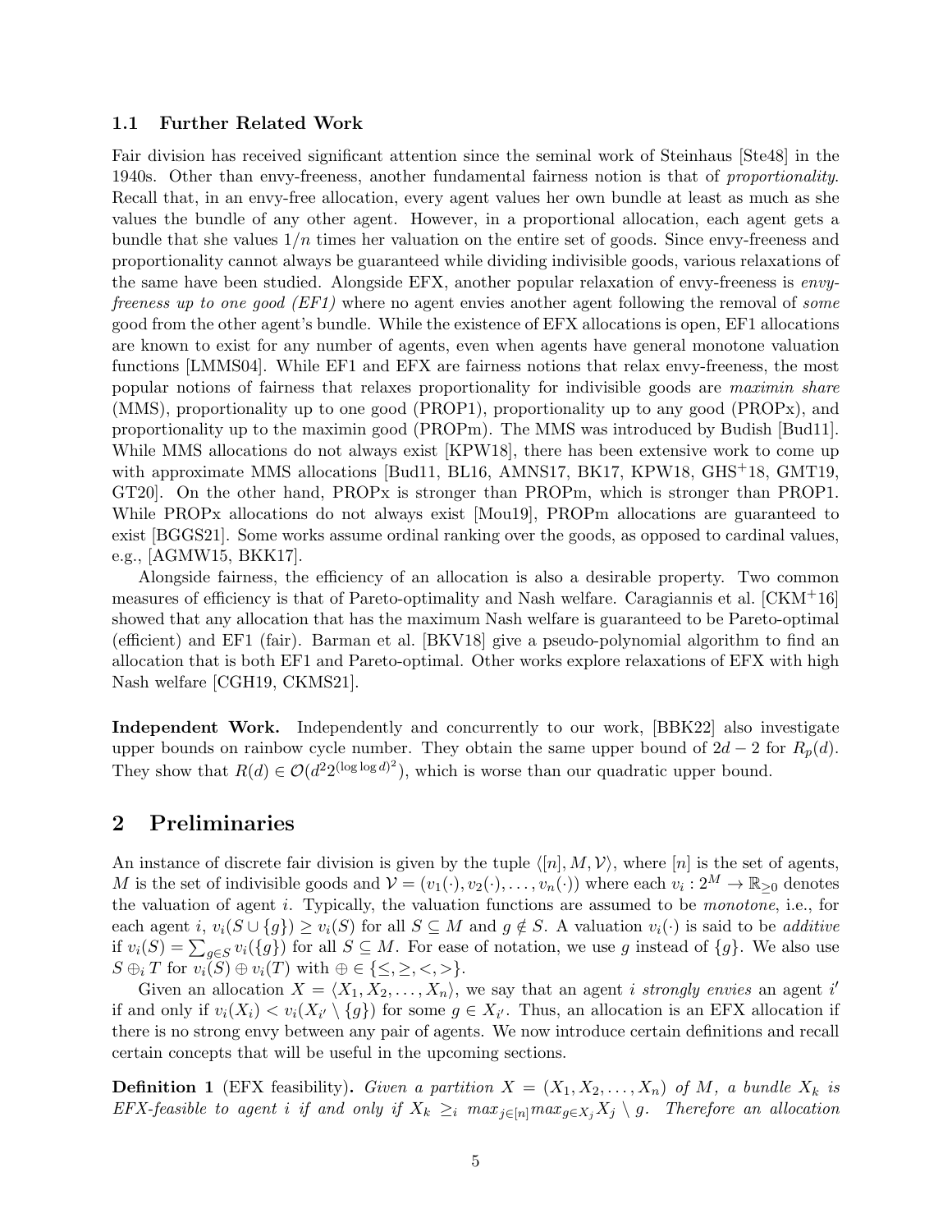### 1.1 Further Related Work

Fair division has received significant attention since the seminal work of Steinhaus [Ste48] in the 1940s. Other than envy-freeness, another fundamental fairness notion is that of *proportionality*. Recall that, in an envy-free allocation, every agent values her own bundle at least as much as she values the bundle of any other agent. However, in a proportional allocation, each agent gets a bundle that she values $1/n$ times her valuation on the entire set of goods. Since envy-freeness and proportionality cannot always be guaranteed while dividing indivisible goods, various relaxations of the same have been studied. Alongside EFX, another popular relaxation of envy-freeness is *envy-freeness up to one good (EF1)* where no agent envies another agent following the removal of *some* good from the other agent's bundle. While the existence of EFX allocations is open, EF1 allocations are known to exist for any number of agents, even when agents have general monotone valuation functions [LMMS04]. While EF1 and EFX are fairness notions that relax envy-freeness, the most popular notions of fairness that relaxes proportionality for indivisible goods are *maximin share* (MMS), proportionality up to one good (PROP1), proportionality up to any good (PROPx), and proportionality up to the maximin good (PROPm). The MMS was introduced by Budish [Bud11]. While MMS allocations do not always exist [KPW18], there has been extensive work to come up with approximate MMS allocations [Bud11, BL16, AMNS17, BK17, KPW18, GHS+18, GMT19, GT20]. On the other hand, PROPx is stronger than PROPm, which is stronger than PROP1. While PROPx allocations do not always exist [Mou19], PROPm allocations are guaranteed to exist [BGGS21]. Some works assume ordinal ranking over the goods, as opposed to cardinal values, e.g., [AGMW15, BKK17].

Alongside fairness, the efficiency of an allocation is also a desirable property. Two common measures of efficiency is that of Pareto-optimality and Nash welfare. Caragiannis et al. [CKM+16] showed that any allocation that has the maximum Nash welfare is guaranteed to be Pareto-optimal (efficient) and EF1 (fair). Barman et al. [BKV18] give a pseudo-polynomial algorithm to find an allocation that is both EF1 and Pareto-optimal. Other works explore relaxations of EFX with high Nash welfare [CGH19, CKMS21].

**Independent Work.** Independently and concurrently to our work, [BBK22] also investigate upper bounds on rainbow cycle number. They obtain the same upper bound of $2d-2$ for $R_p(d)$. They show that $R(d) \in \mathcal{O}(d^2 2^{(\log \log d)^2})$, which is worse than our quadratic upper bound.

## 2 Preliminaries

An instance of discrete fair division is given by the tuple $\langle [n], M, \mathcal{V} \rangle$, where $[n]$ is the set of agents, $M$ is the set of indivisible goods and $\mathcal{V} = (v_1(\cdot), v_2(\cdot), \ldots, v_n(\cdot))$ where each $v_i : 2^M \to \mathbb{R}_{\geq 0}$ denotes the valuation of agent $i$. Typically, the valuation functions are assumed to be *monotone*, i.e., for each agent $i$, $v_i(S \cup \{g\}) \geq v_i(S)$ for all $S \subseteq M$ and $g \notin S$. A valuation $v_i(\cdot)$ is said to be *additive* if $v_i(S) = \sum_{g \in S} v_i(\{g\})$ for all $S \subseteq M$. For ease of notation, we use $g$ instead of $\{g\}$. We also use $S \oplus_i T$ for $v_i(S) \oplus v_i(T)$ with $\oplus \in \{\leq, \geq, <, >\}$.

Given an allocation $X = \langle X_1, X_2, \ldots, X_n \rangle$, we say that an agent $i$ *strongly envies* an agent $i'$ if and only if $v_i(X_i) < v_i(X_{i'} \setminus \{g\})$ for some $g \in X_{i'}$. Thus, an allocation is an EFX allocation if there is no strong envy between any pair of agents. We now introduce certain definitions and recall certain concepts that will be useful in the upcoming sections.

**Definition 1** (EFX feasibility)**.** *Given a partition $X = (X_1, X_2, \ldots, X_n)$ of $M$, a bundle $X_k$ is EFX-feasible to agent $i$ if and only if $X_k \geq_i \max_{j \in [n]} \max_{g \in X_j} X_j \setminus g$. Therefore an allocation*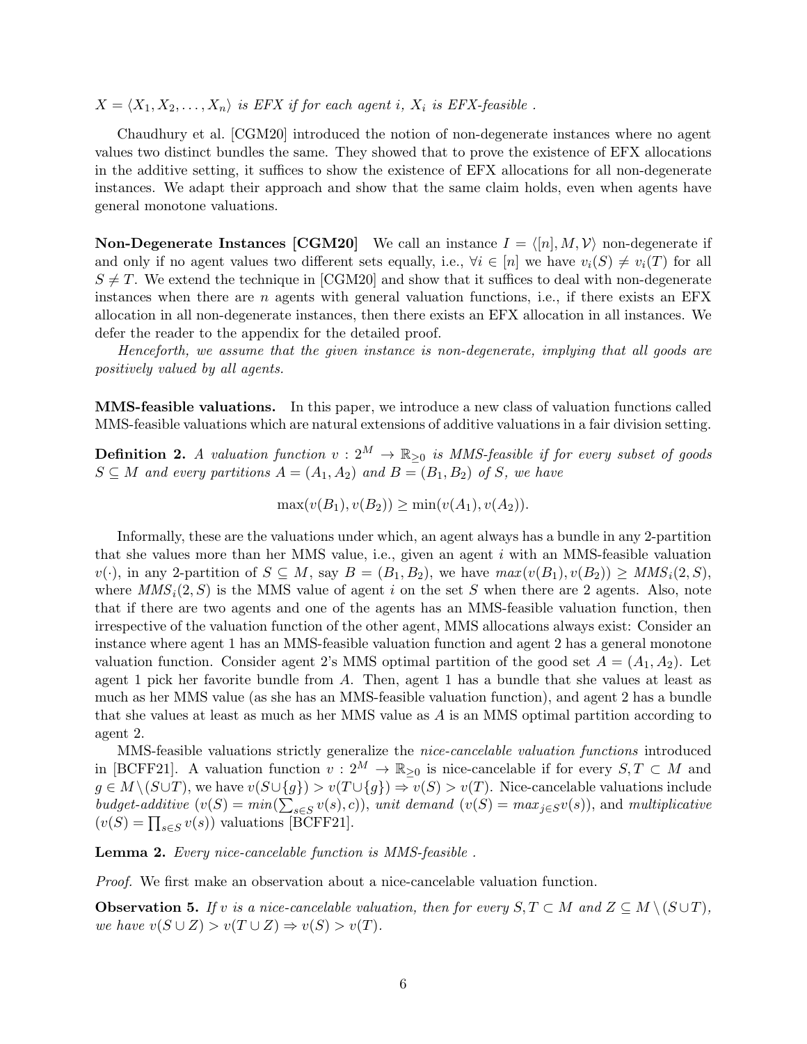$X = \langle X_1, X_2, \ldots, X_n \rangle$ *is EFX if for each agent $i$, $X_i$ is EFX-feasible .*

Chaudhury et al. [CGM20] introduced the notion of non-degenerate instances where no agent values two distinct bundles the same. They showed that to prove the existence of EFX allocations in the additive setting, it suffices to show the existence of EFX allocations for all non-degenerate instances. We adapt their approach and show that the same claim holds, even when agents have general monotone valuations.

**Non-Degenerate Instances [CGM20]** We call an instance $I = \langle [n], M, \mathcal{V} \rangle$ non-degenerate if and only if no agent values two different sets equally, i.e., $\forall i \in [n]$ we have $v_i(S) \neq v_i(T)$ for all $S \neq T$. We extend the technique in [CGM20] and show that it suffices to deal with non-degenerate instances when there are $n$ agents with general valuation functions, i.e., if there exists an EFX allocation in all non-degenerate instances, then there exists an EFX allocation in all instances. We defer the reader to the appendix for the detailed proof.

*Henceforth, we assume that the given instance is non-degenerate, implying that all goods are positively valued by all agents.*

**MMS-feasible valuations.** In this paper, we introduce a new class of valuation functions called MMS-feasible valuations which are natural extensions of additive valuations in a fair division setting.

**Definition 2.** *A valuation function $v : 2^M \to \mathbb{R}_{\geq 0}$ is MMS-feasible if for every subset of goods $S \subseteq M$ and every partitions $A = (A_1, A_2)$ and $B = (B_1, B_2)$ of $S$, we have*

$$\max(v(B_1), v(B_2)) \geq \min(v(A_1), v(A_2)).$$

Informally, these are the valuations under which, an agent always has a bundle in any 2-partition that she values more than her MMS value, i.e., given an agent $i$ with an MMS-feasible valuation $v(\cdot)$, in any 2-partition of $S \subseteq M$, say $B = (B_1, B_2)$, we have $max(v(B_1), v(B_2)) \geq MMS_i(2, S)$, where $MMS_i(2, S)$ is the MMS value of agent $i$ on the set $S$ when there are 2 agents. Also, note that if there are two agents and one of the agents has an MMS-feasible valuation function, then irrespective of the valuation function of the other agent, MMS allocations always exist: Consider an instance where agent 1 has an MMS-feasible valuation function and agent 2 has a general monotone valuation function. Consider agent 2's MMS optimal partition of the good set $A = (A_1, A_2)$. Let agent 1 pick her favorite bundle from $A$. Then, agent 1 has a bundle that she values at least as much as her MMS value (as she has an MMS-feasible valuation function), and agent 2 has a bundle that she values at least as much as her MMS value as $A$ is an MMS optimal partition according to agent 2.

MMS-feasible valuations strictly generalize the *nice-cancelable valuation functions* introduced in [BCFF21]. A valuation function $v : 2^M \to \mathbb{R}_{\geq 0}$ is nice-cancelable if for every $S, T \subset M$ and $g \in M \setminus (S \cup T)$, we have $v(S \cup \{g\}) > v(T \cup \{g\}) \Rightarrow v(S) > v(T)$. Nice-cancelable valuations include *budget-additive* ($v(S) = min(\sum_{s \in S} v(s), c)$), *unit demand* ($v(S) = max_{j \in S} v(s)$), and *multiplicative* ($v(S) = \prod_{s \in S} v(s)$) valuations [BCFF21].

**Lemma 2.** *Every nice-cancelable function is MMS-feasible .*

*Proof.* We first make an observation about a nice-cancelable valuation function.

**Observation 5.** *If $v$ is a nice-cancelable valuation, then for every $S, T \subset M$ and $Z \subseteq M \setminus (S \cup T)$, we have $v(S \cup Z) > v(T \cup Z) \Rightarrow v(S) > v(T)$.*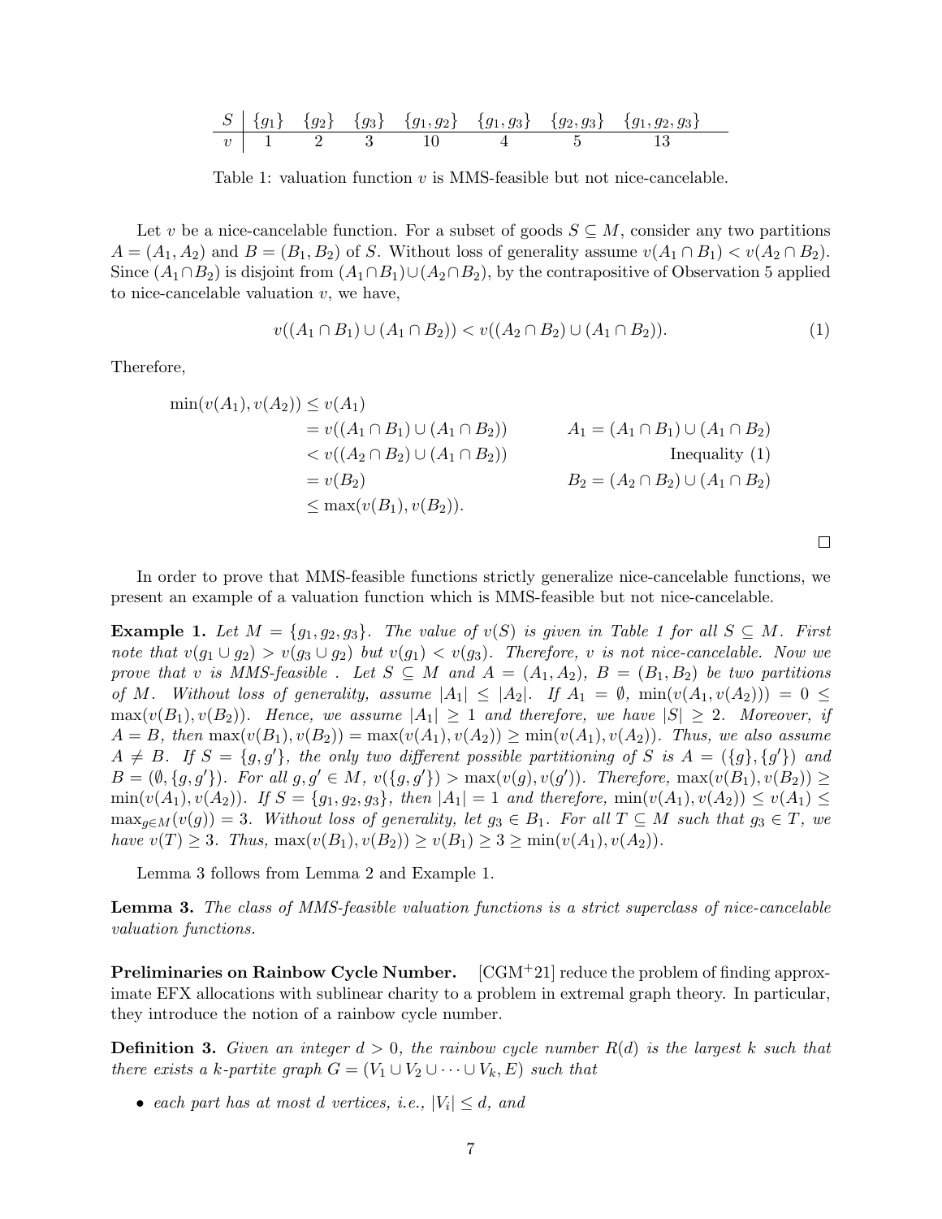| $S$ | $\{g_1\}$ | $\{g_2\}$ | $\{g_3\}$ | $\{g_1, g_2\}$ | $\{g_1, g_3\}$ | $\{g_2, g_3\}$ | $\{g_1, g_2, g_3\}$ |
|---|---|---|---|---|---|---|---|
| $v$ | 1 | 2 | 3 | 10 | 4 | 5 | 13 |

Table 1: valuation function $v$ is MMS-feasible but not nice-cancelable.

Let $v$ be a nice-cancelable function. For a subset of goods $S \subseteq M$, consider any two partitions $A = (A_1, A_2)$ and $B = (B_1, B_2)$ of $S$. Without loss of generality assume $v(A_1 \cap B_1) < v(A_2 \cap B_2)$. Since $(A_1 \cap B_2)$ is disjoint from $(A_1 \cap B_1) \cup (A_2 \cap B_2)$, by the contrapositive of Observation 5 applied to nice-cancelable valuation $v$, we have,

$$v((A_1 \cap B_1) \cup (A_1 \cap B_2)) < v((A_2 \cap B_2) \cup (A_1 \cap B_2)). \tag{1}$$

Therefore,

$$\begin{aligned}
\min(v(A_1), v(A_2)) &\leq v(A_1) \\
&= v((A_1 \cap B_1) \cup (A_1 \cap B_2)) && A_1 = (A_1 \cap B_1) \cup (A_1 \cap B_2) \\
&< v((A_2 \cap B_2) \cup (A_1 \cap B_2)) && \text{Inequality (1)} \\
&= v(B_2) && B_2 = (A_2 \cap B_2) \cup (A_1 \cap B_2) \\
&\leq \max(v(B_1), v(B_2)).
\end{aligned}$$

□

In order to prove that MMS-feasible functions strictly generalize nice-cancelable functions, we present an example of a valuation function which is MMS-feasible but not nice-cancelable.

**Example 1.** *Let $M = \{g_1, g_2, g_3\}$. The value of $v(S)$ is given in Table 1 for all $S \subseteq M$. First note that $v(g_1 \cup g_2) > v(g_3 \cup g_2)$ but $v(g_1) < v(g_3)$. Therefore, $v$ is not nice-cancelable. Now we prove that $v$ is MMS-feasible . Let $S \subseteq M$ and $A = (A_1, A_2)$, $B = (B_1, B_2)$ be two partitions of $M$. Without loss of generality, assume $|A_1| \leq |A_2|$. If $A_1 = \emptyset$, $\min(v(A_1, v(A_2))) = 0 \leq \max(v(B_1), v(B_2))$. Hence, we assume $|A_1| \geq 1$ and therefore, we have $|S| \geq 2$. Moreover, if $A = B$, then $\max(v(B_1), v(B_2)) = \max(v(A_1), v(A_2)) \geq \min(v(A_1), v(A_2))$. Thus, we also assume $A \neq B$. If $S = \{g, g'\}$, the only two different possible partitioning of $S$ is $A = (\{g\}, \{g'\})$ and $B = (\emptyset, \{g, g'\})$. For all $g, g' \in M$, $v(\{g, g'\}) > \max(v(g), v(g'))$. Therefore, $\max(v(B_1), v(B_2)) \geq \min(v(A_1), v(A_2))$. If $S = \{g_1, g_2, g_3\}$, then $|A_1| = 1$ and therefore, $\min(v(A_1), v(A_2)) \leq v(A_1) \leq \max_{g \in M}(v(g)) = 3$. Without loss of generality, let $g_3 \in B_1$. For all $T \subseteq M$ such that $g_3 \in T$, we have $v(T) \geq 3$. Thus, $\max(v(B_1), v(B_2)) \geq v(B_1) \geq 3 \geq \min(v(A_1), v(A_2))$.*

Lemma 3 follows from Lemma 2 and Example 1.

**Lemma 3.** *The class of MMS-feasible valuation functions is a strict superclass of nice-cancelable valuation functions.*

**Preliminaries on Rainbow Cycle Number.** [CGM+21] reduce the problem of finding approximate EFX allocations with sublinear charity to a problem in extremal graph theory. In particular, they introduce the notion of a rainbow cycle number.

**Definition 3.** *Given an integer $d > 0$, the rainbow cycle number $R(d)$ is the largest $k$ such that there exists a $k$-partite graph $G = (V_1 \cup V_2 \cup \cdots \cup V_k, E)$ such that*

- *each part has at most $d$ vertices, i.e., $|V_i| \leq d$, and*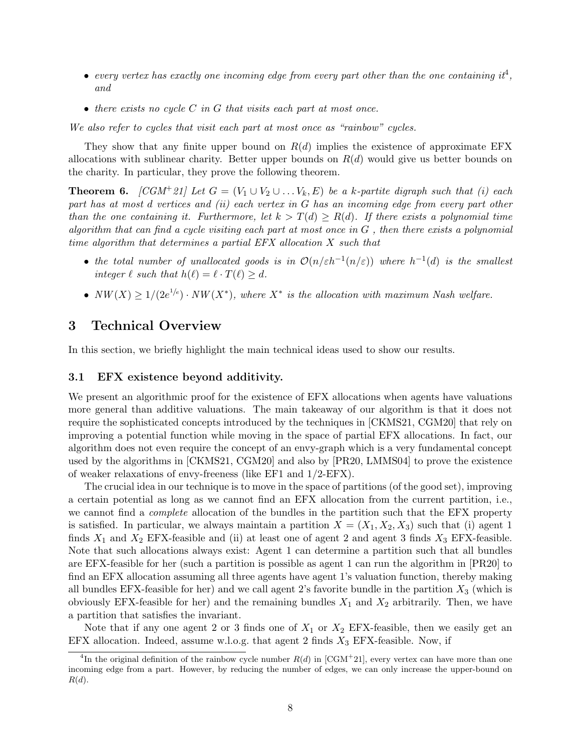- *every vertex has exactly one incoming edge from every part other than the one containing it*[4]*, and*
- *there exists no cycle $C$ in $G$ that visits each part at most once.*

*We also refer to cycles that visit each part at most once as "rainbow" cycles.*

They show that any finite upper bound on $R(d)$ implies the existence of approximate EFX allocations with sublinear charity. Better upper bounds on $R(d)$ would give us better bounds on the charity. In particular, they prove the following theorem.

**Theorem 6.** *[CGM+21] Let $G = (V_1 \cup V_2 \cup \ldots V_k, E)$ be a $k$-partite digraph such that (i) each part has at most $d$ vertices and (ii) each vertex in $G$ has an incoming edge from every part other than the one containing it. Furthermore, let $k > T(d) \geq R(d)$. If there exists a polynomial time algorithm that can find a cycle visiting each part at most once in $G$ , then there exists a polynomial time algorithm that determines a partial EFX allocation $X$ such that*

- *the total number of unallocated goods is in $\mathcal{O}(n/\varepsilon h^{-1}(n/\varepsilon))$ where $h^{-1}(d)$ is the smallest integer $\ell$ such that $h(\ell) = \ell \cdot T(\ell) \geq d$.*
- *$NW(X) \geq 1/(2e^{1/e}) \cdot NW(X^*)$, where $X^*$ is the allocation with maximum Nash welfare.*

## 3 Technical Overview

In this section, we briefly highlight the main technical ideas used to show our results.

### 3.1 EFX existence beyond additivity.

We present an algorithmic proof for the existence of EFX allocations when agents have valuations more general than additive valuations. The main takeaway of our algorithm is that it does not require the sophisticated concepts introduced by the techniques in [CKMS21, CGM20] that rely on improving a potential function while moving in the space of partial EFX allocations. In fact, our algorithm does not even require the concept of an envy-graph which is a very fundamental concept used by the algorithms in [CKMS21, CGM20] and also by [PR20, LMMS04] to prove the existence of weaker relaxations of envy-freeness (like EF1 and 1/2-EFX).

The crucial idea in our technique is to move in the space of partitions (of the good set), improving a certain potential as long as we cannot find an EFX allocation from the current partition, i.e., we cannot find a *complete* allocation of the bundles in the partition such that the EFX property is satisfied. In particular, we always maintain a partition $X = (X_1, X_2, X_3)$ such that (i) agent 1 finds $X_1$ and $X_2$ EFX-feasible and (ii) at least one of agent 2 and agent 3 finds $X_3$ EFX-feasible. Note that such allocations always exist: Agent 1 can determine a partition such that all bundles are EFX-feasible for her (such a partition is possible as agent 1 can run the algorithm in [PR20] to find an EFX allocation assuming all three agents have agent 1's valuation function, thereby making all bundles EFX-feasible for her) and we call agent 2's favorite bundle in the partition $X_3$ (which is obviously EFX-feasible for her) and the remaining bundles $X_1$ and $X_2$ arbitrarily. Then, we have a partition that satisfies the invariant.

Note that if any one agent 2 or 3 finds one of $X_1$ or $X_2$ EFX-feasible, then we easily get an EFX allocation. Indeed, assume w.l.o.g. that agent 2 finds $X_3$ EFX-feasible. Now, if

[4] In the original definition of the rainbow cycle number $R(d)$ in [CGM+21], every vertex can have more than one incoming edge from a part. However, by reducing the number of edges, we can only increase the upper-bound on $R(d)$.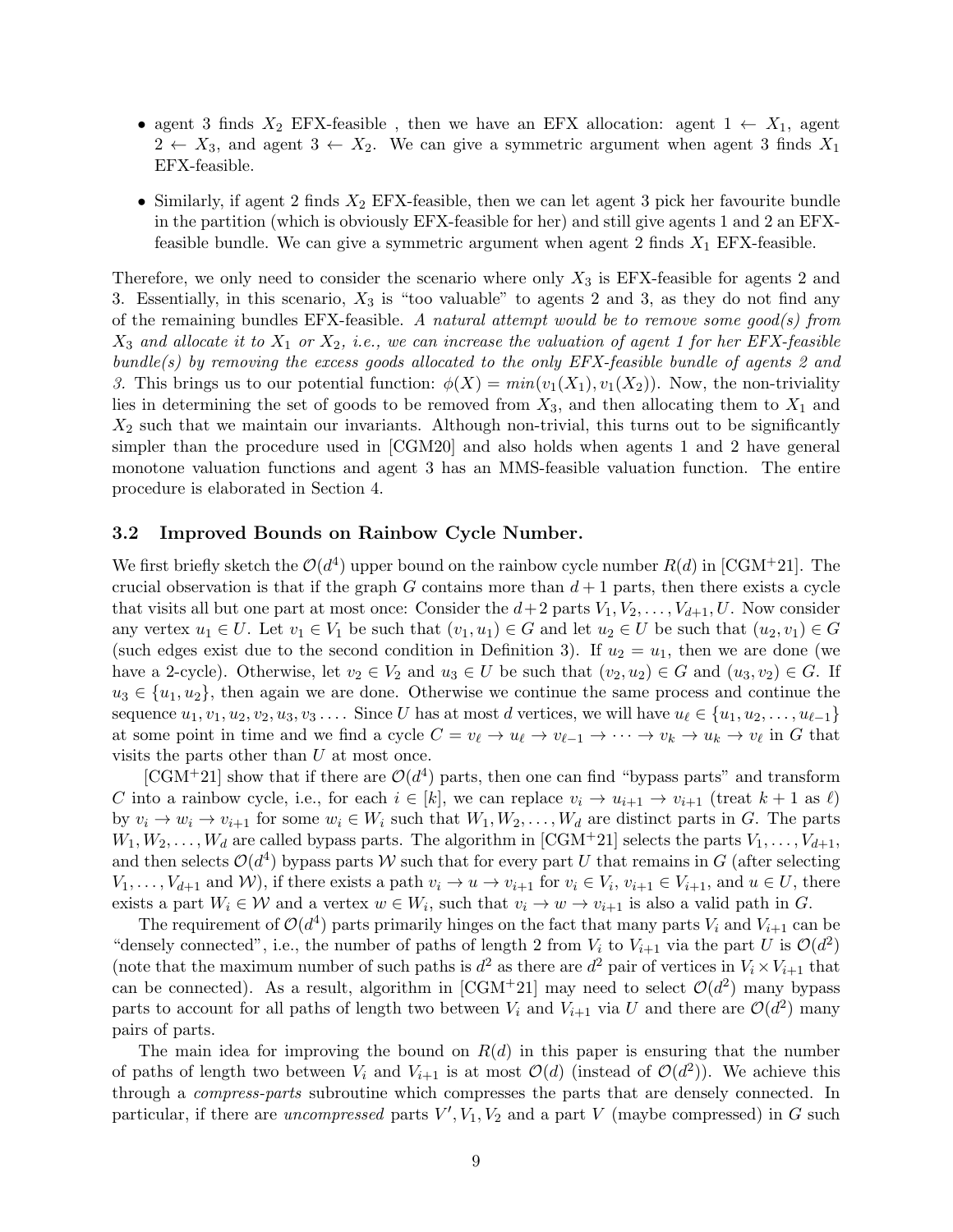- agent 3 finds $X_2$ EFX-feasible , then we have an EFX allocation: agent $1 \leftarrow X_1$, agent $2 \leftarrow X_3$, and agent $3 \leftarrow X_2$. We can give a symmetric argument when agent 3 finds $X_1$ EFX-feasible.
- Similarly, if agent 2 finds $X_2$ EFX-feasible, then we can let agent 3 pick her favourite bundle in the partition (which is obviously EFX-feasible for her) and still give agents 1 and 2 an EFX-feasible bundle. We can give a symmetric argument when agent 2 finds $X_1$ EFX-feasible.

Therefore, we only need to consider the scenario where only $X_3$ is EFX-feasible for agents 2 and 3. Essentially, in this scenario, $X_3$ is "too valuable" to agents 2 and 3, as they do not find any of the remaining bundles EFX-feasible. *A natural attempt would be to remove some good(s) from $X_3$ and allocate it to $X_1$ or $X_2$, i.e., we can increase the valuation of agent 1 for her EFX-feasible bundle(s) by removing the excess goods allocated to the only EFX-feasible bundle of agents 2 and 3.* This brings us to our potential function: $\phi(X) = min(v_1(X_1), v_1(X_2))$. Now, the non-triviality lies in determining the set of goods to be removed from $X_3$, and then allocating them to $X_1$ and $X_2$ such that we maintain our invariants. Although non-trivial, this turns out to be significantly simpler than the procedure used in [CGM20] and also holds when agents 1 and 2 have general monotone valuation functions and agent 3 has an MMS-feasible valuation function. The entire procedure is elaborated in Section 4.

### 3.2 Improved Bounds on Rainbow Cycle Number.

We first briefly sketch the $\mathcal{O}(d^4)$ upper bound on the rainbow cycle number $R(d)$ in [CGM+21]. The crucial observation is that if the graph $G$ contains more than $d+1$ parts, then there exists a cycle that visits all but one part at most once: Consider the $d+2$ parts $V_1, V_2, \dots, V_{d+1}, U$. Now consider any vertex $u_1 \in U$. Let $v_1 \in V_1$ be such that $(v_1, u_1) \in G$ and let $u_2 \in U$ be such that $(u_2, v_1) \in G$ (such edges exist due to the second condition in Definition 3). If $u_2 = u_1$, then we are done (we have a 2-cycle). Otherwise, let $v_2 \in V_2$ and $u_3 \in U$ be such that $(v_2, u_2) \in G$ and $(u_3, v_2) \in G$. If $u_3 \in \{u_1, u_2\}$, then again we are done. Otherwise we continue the same process and continue the sequence $u_1, v_1, u_2, v_2, u_3, v_3 \dots$. Since $U$ has at most $d$ vertices, we will have $u_\ell \in \{u_1, u_2, \dots, u_{\ell-1}\}$ at some point in time and we find a cycle $C = v_\ell \rightarrow u_\ell \rightarrow v_{\ell-1} \rightarrow \cdots \rightarrow v_k \rightarrow u_k \rightarrow v_\ell$ in $G$ that visits the parts other than $U$ at most once.

[CGM+21] show that if there are $\mathcal{O}(d^4)$ parts, then one can find "bypass parts" and transform $C$ into a rainbow cycle, i.e., for each $i \in [k]$, we can replace $v_i \rightarrow u_{i+1} \rightarrow v_{i+1}$ (treat $k+1$ as $\ell$) by $v_i \rightarrow w_i \rightarrow v_{i+1}$ for some $w_i \in W_i$ such that $W_1, W_2, \dots, W_d$ are distinct parts in $G$. The parts $W_1, W_2, \dots, W_d$ are called bypass parts. The algorithm in [CGM+21] selects the parts $V_1, \dots, V_{d+1}$, and then selects $\mathcal{O}(d^4)$ bypass parts $\mathcal{W}$ such that for every part $U$ that remains in $G$ (after selecting $V_1, \dots, V_{d+1}$ and $\mathcal{W}$), if there exists a path $v_i \rightarrow u \rightarrow v_{i+1}$ for $v_i \in V_i$, $v_{i+1} \in V_{i+1}$, and $u \in U$, there exists a part $W_i \in \mathcal{W}$ and a vertex $w \in W_i$, such that $v_i \rightarrow w \rightarrow v_{i+1}$ is also a valid path in $G$.

The requirement of $\mathcal{O}(d^4)$ parts primarily hinges on the fact that many parts $V_i$ and $V_{i+1}$ can be "densely connected", i.e., the number of paths of length 2 from $V_i$ to $V_{i+1}$ via the part $U$ is $\mathcal{O}(d^2)$ (note that the maximum number of such paths is $d^2$ as there are $d^2$ pair of vertices in $V_i \times V_{i+1}$ that can be connected). As a result, algorithm in [CGM+21] may need to select $\mathcal{O}(d^2)$ many bypass parts to account for all paths of length two between $V_i$ and $V_{i+1}$ via $U$ and there are $\mathcal{O}(d^2)$ many pairs of parts.

The main idea for improving the bound on $R(d)$ in this paper is ensuring that the number of paths of length two between $V_i$ and $V_{i+1}$ is at most $\mathcal{O}(d)$ (instead of $\mathcal{O}(d^2)$). We achieve this through a *compress-parts* subroutine which compresses the parts that are densely connected. In particular, if there are *uncompressed* parts $V', V_1, V_2$ and a part $V$ (maybe compressed) in $G$ such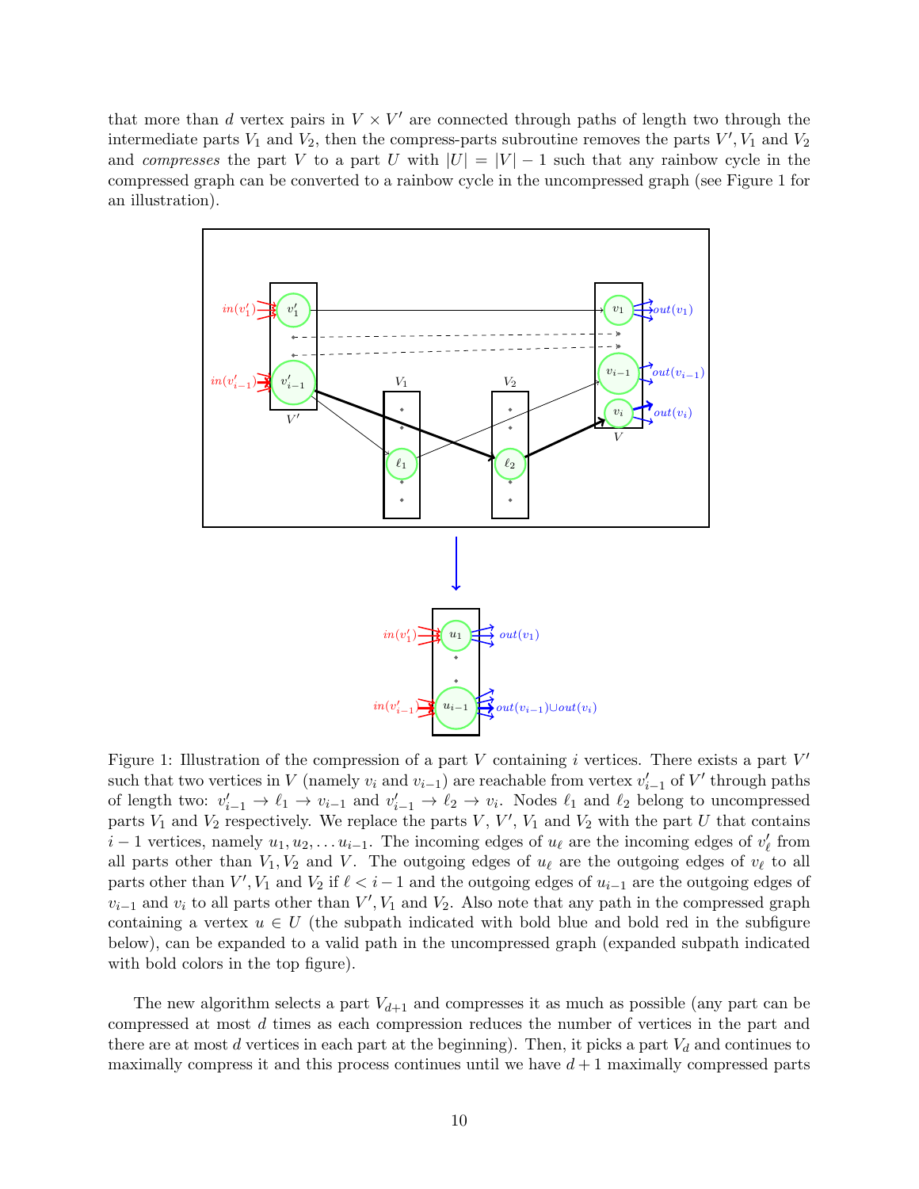that more than $d$ vertex pairs in $V \times V'$ are connected through paths of length two through the intermediate parts $V_1$ and $V_2$, then the compress-parts subroutine removes the parts $V', V_1$ and $V_2$ and *compresses* the part $V$ to a part $U$ with $|U| = |V| - 1$ such that any rainbow cycle in the compressed graph can be converted to a rainbow cycle in the uncompressed graph (see Figure 1 for an illustration).

Figure 1: Illustration of the compression of a part $V$ containing $i$ vertices. There exists a part $V'$ such that two vertices in $V$ (namely $v_i$ and $v_{i-1}$) are reachable from vertex $v'_{i-1}$ of $V'$ through paths of length two: $v'_{i-1} \to \ell_1 \to v_{i-1}$ and $v'_{i-1} \to \ell_2 \to v_i$. Nodes $\ell_1$ and $\ell_2$ belong to uncompressed parts $V_1$ and $V_2$ respectively. We replace the parts $V$, $V'$, $V_1$ and $V_2$ with the part $U$ that contains $i-1$ vertices, namely $u_1, u_2, \ldots u_{i-1}$. The incoming edges of $u_\ell$ are the incoming edges of $v'_\ell$ from all parts other than $V_1, V_2$ and $V$. The outgoing edges of $u_\ell$ are the outgoing edges of $v_\ell$ to all parts other than $V', V_1$ and $V_2$ if $\ell < i-1$ and the outgoing edges of $u_{i-1}$ are the outgoing edges of $v_{i-1}$ and $v_i$ to all parts other than $V', V_1$ and $V_2$. Also note that any path in the compressed graph containing a vertex $u \in U$ (the subpath indicated with bold blue and bold red in the subfigure below), can be expanded to a valid path in the uncompressed graph (expanded subpath indicated with bold colors in the top figure).

The new algorithm selects a part $V_{d+1}$ and compresses it as much as possible (any part can be compressed at most $d$ times as each compression reduces the number of vertices in the part and there are at most $d$ vertices in each part at the beginning). Then, it picks a part $V_d$ and continues to maximally compress it and this process continues until we have $d+1$ maximally compressed parts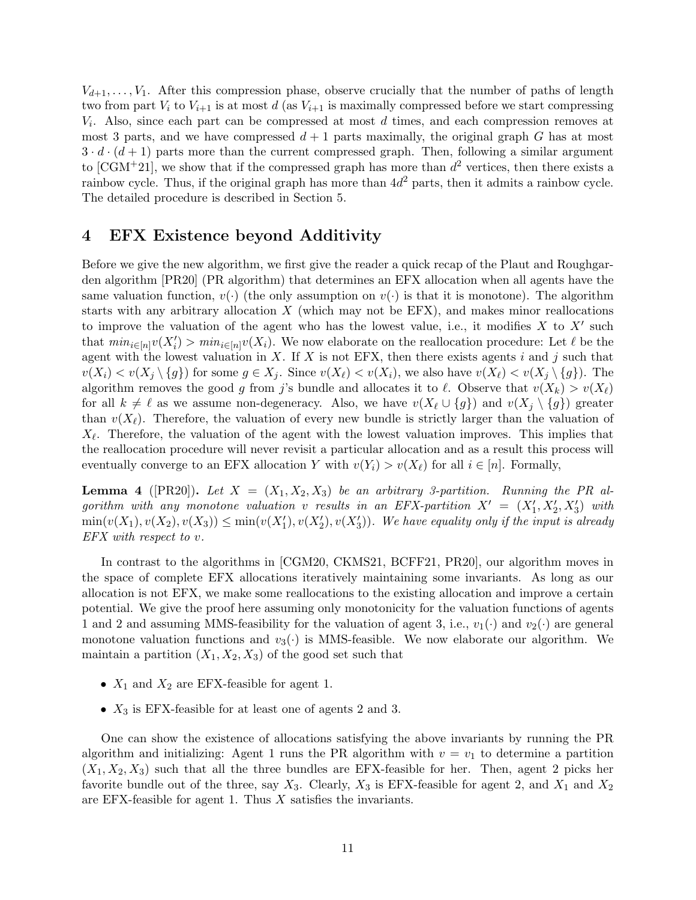$V_{d+1}, \ldots, V_1$. After this compression phase, observe crucially that the number of paths of length two from part $V_i$ to $V_{i+1}$ is at most $d$ (as $V_{i+1}$ is maximally compressed before we start compressing $V_i$. Also, since each part can be compressed at most $d$ times, and each compression removes at most 3 parts, and we have compressed $d+1$ parts maximally, the original graph $G$ has at most $3 \cdot d \cdot (d+1)$ parts more than the current compressed graph. Then, following a similar argument to [CGM+21], we show that if the compressed graph has more than $d^2$ vertices, then there exists a rainbow cycle. Thus, if the original graph has more than $4d^2$ parts, then it admits a rainbow cycle. The detailed procedure is described in Section 5.

## 4 EFX Existence beyond Additivity

Before we give the new algorithm, we first give the reader a quick recap of the Plaut and Roughgarden algorithm [PR20] (PR algorithm) that determines an EFX allocation when all agents have the same valuation function, $v(\cdot)$ (the only assumption on $v(\cdot)$ is that it is monotone). The algorithm starts with any arbitrary allocation $X$ (which may not be EFX), and makes minor reallocations to improve the valuation of the agent who has the lowest value, i.e., it modifies $X$ to $X'$ such that $min_{i \in [n]} v(X'_i) > min_{i \in [n]} v(X_i)$. We now elaborate on the reallocation procedure: Let $\ell$ be the agent with the lowest valuation in $X$. If $X$ is not EFX, then there exists agents $i$ and $j$ such that $v(X_i) < v(X_j \setminus \{g\})$ for some $g \in X_j$. Since $v(X_\ell) < v(X_i)$, we also have $v(X_\ell) < v(X_j \setminus \{g\})$. The algorithm removes the good $g$ from $j$'s bundle and allocates it to $\ell$. Observe that $v(X_k) > v(X_\ell)$ for all $k \neq \ell$ as we assume non-degeneracy. Also, we have $v(X_\ell \cup \{g\})$ and $v(X_j \setminus \{g\})$ greater than $v(X_\ell)$. Therefore, the valuation of every new bundle is strictly larger than the valuation of $X_\ell$. Therefore, the valuation of the agent with the lowest valuation improves. This implies that the reallocation procedure will never revisit a particular allocation and as a result this process will eventually converge to an EFX allocation $Y$ with $v(Y_i) > v(X_\ell)$ for all $i \in [n]$. Formally,

**Lemma 4** ([PR20])**.** *Let $X = (X_1, X_2, X_3)$ be an arbitrary 3-partition. Running the PR algorithm with any monotone valuation $v$ results in an EFX-partition $X' = (X'_1, X'_2, X'_3)$ with $\min(v(X_1), v(X_2), v(X_3)) \leq \min(v(X'_1), v(X'_2), v(X'_3))$. We have equality only if the input is already EFX with respect to $v$.*

In contrast to the algorithms in [CGM20, CKMS21, BCFF21, PR20], our algorithm moves in the space of complete EFX allocations iteratively maintaining some invariants. As long as our allocation is not EFX, we make some reallocations to the existing allocation and improve a certain potential. We give the proof here assuming only monotonicity for the valuation functions of agents 1 and 2 and assuming MMS-feasibility for the valuation of agent 3, i.e., $v_1(\cdot)$ and $v_2(\cdot)$ are general monotone valuation functions and $v_3(\cdot)$ is MMS-feasible. We now elaborate our algorithm. We maintain a partition $(X_1, X_2, X_3)$ of the good set such that

- $X_1$ and $X_2$ are EFX-feasible for agent 1.
- $X_3$ is EFX-feasible for at least one of agents 2 and 3.

One can show the existence of allocations satisfying the above invariants by running the PR algorithm and initializing: Agent 1 runs the PR algorithm with $v = v_1$ to determine a partition $(X_1, X_2, X_3)$ such that all the three bundles are EFX-feasible for her. Then, agent 2 picks her favorite bundle out of the three, say $X_3$. Clearly, $X_3$ is EFX-feasible for agent 2, and $X_1$ and $X_2$ are EFX-feasible for agent 1. Thus $X$ satisfies the invariants.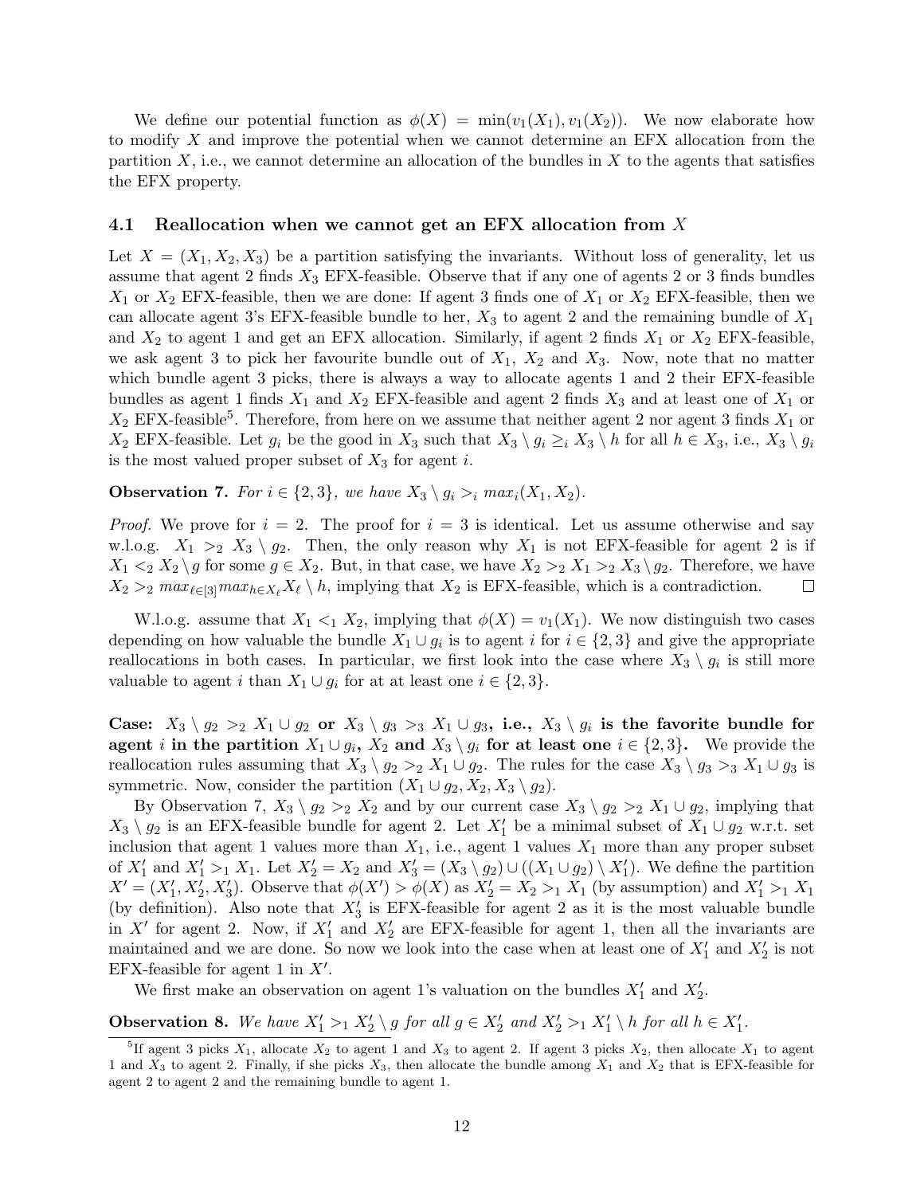We define our potential function as $\phi(X) = \min(v_1(X_1), v_1(X_2))$. We now elaborate how to modify $X$ and improve the potential when we cannot determine an EFX allocation from the partition $X$, i.e., we cannot determine an allocation of the bundles in $X$ to the agents that satisfies the EFX property.

### 4.1 Reallocation when we cannot get an EFX allocation from $X$

Let $X = (X_1, X_2, X_3)$ be a partition satisfying the invariants. Without loss of generality, let us assume that agent 2 finds $X_3$ EFX-feasible. Observe that if any one of agents 2 or 3 finds bundles $X_1$ or $X_2$ EFX-feasible, then we are done: If agent 3 finds one of $X_1$ or $X_2$ EFX-feasible, then we can allocate agent 3's EFX-feasible bundle to her, $X_3$ to agent 2 and the remaining bundle of $X_1$ and $X_2$ to agent 1 and get an EFX allocation. Similarly, if agent 2 finds $X_1$ or $X_2$ EFX-feasible, we ask agent 3 to pick her favourite bundle out of $X_1$, $X_2$ and $X_3$. Now, note that no matter which bundle agent 3 picks, there is always a way to allocate agents 1 and 2 their EFX-feasible bundles as agent 1 finds $X_1$ and $X_2$ EFX-feasible and agent 2 finds $X_3$ and at least one of $X_1$ or $X_2$ EFX-feasible[5]. Therefore, from here on we assume that neither agent 2 nor agent 3 finds $X_1$ or $X_2$ EFX-feasible. Let $g_i$ be the good in $X_3$ such that $X_3 \setminus g_i \geq_i X_3 \setminus h$ for all $h \in X_3$, i.e., $X_3 \setminus g_i$ is the most valued proper subset of $X_3$ for agent $i$.

**Observation 7.** *For $i \in \{2, 3\}$, we have $X_3 \setminus g_i >_i max_i(X_1, X_2)$.*

*Proof.* We prove for $i = 2$. The proof for $i = 3$ is identical. Let us assume otherwise and say w.l.o.g. $X_1 >_2 X_3 \setminus g_2$. Then, the only reason why $X_1$ is not EFX-feasible for agent 2 is if $X_1 <_2 X_2 \setminus g$ for some $g \in X_2$. But, in that case, we have $X_2 >_2 X_1 >_2 X_3 \setminus g_2$. Therefore, we have $X_2 >_2 max_{\ell \in [3]} max_{h \in X_\ell} X_\ell \setminus h$, implying that $X_2$ is EFX-feasible, which is a contradiction. $\square$

W.l.o.g. assume that $X_1 <_1 X_2$, implying that $\phi(X) = v_1(X_1)$. We now distinguish two cases depending on how valuable the bundle $X_1 \cup g_i$ is to agent $i$ for $i \in \{2, 3\}$ and give the appropriate reallocations in both cases. In particular, we first look into the case where $X_3 \setminus g_i$ is still more valuable to agent $i$ than $X_1 \cup g_i$ for at at least one $i \in \{2, 3\}$.

**Case: $X_3 \setminus g_2 >_2 X_1 \cup g_2$ or $X_3 \setminus g_3 >_3 X_1 \cup g_3$, i.e., $X_3 \setminus g_i$ is the favorite bundle for agent $i$ in the partition $X_1 \cup g_i$, $X_2$ and $X_3 \setminus g_i$ for at least one $i \in \{2, 3\}$.** We provide the reallocation rules assuming that $X_3 \setminus g_2 >_2 X_1 \cup g_2$. The rules for the case $X_3 \setminus g_3 >_3 X_1 \cup g_3$ is symmetric. Now, consider the partition $(X_1 \cup g_2, X_2, X_3 \setminus g_2)$.

By Observation 7, $X_3 \setminus g_2 >_2 X_2$ and by our current case $X_3 \setminus g_2 >_2 X_1 \cup g_2$, implying that $X_3 \setminus g_2$ is an EFX-feasible bundle for agent 2. Let $X_1'$ be a minimal subset of $X_1 \cup g_2$ w.r.t. set inclusion that agent 1 values more than $X_1$, i.e., agent 1 values $X_1$ more than any proper subset of $X_1'$ and $X_1' >_1 X_1$. Let $X_2' = X_2$ and $X_3' = (X_3 \setminus g_2) \cup ((X_1 \cup g_2) \setminus X_1')$. We define the partition $X' = (X_1', X_2', X_3')$. Observe that $\phi(X') > \phi(X)$ as $X_2' = X_2 >_1 X_1$ (by assumption) and $X_1' >_1 X_1$ (by definition). Also note that $X_3'$ is EFX-feasible for agent 2 as it is the most valuable bundle in $X'$ for agent 2. Now, if $X_1'$ and $X_2'$ are EFX-feasible for agent 1, then all the invariants are maintained and we are done. So now we look into the case when at least one of $X_1'$ and $X_2'$ is not EFX-feasible for agent 1 in $X'$.

We first make an observation on agent 1's valuation on the bundles $X_1'$ and $X_2'$.

**Observation 8.** *We have $X_1' >_1 X_2' \setminus g$ for all $g \in X_2'$ and $X_2' >_1 X_1' \setminus h$ for all $h \in X_1'$.*

[5]If agent 3 picks $X_1$, allocate $X_2$ to agent 1 and $X_3$ to agent 2. If agent 3 picks $X_2$, then allocate $X_1$ to agent 1 and $X_3$ to agent 2. Finally, if she picks $X_3$, then allocate the bundle among $X_1$ and $X_2$ that is EFX-feasible for agent 2 to agent 2 and the remaining bundle to agent 1.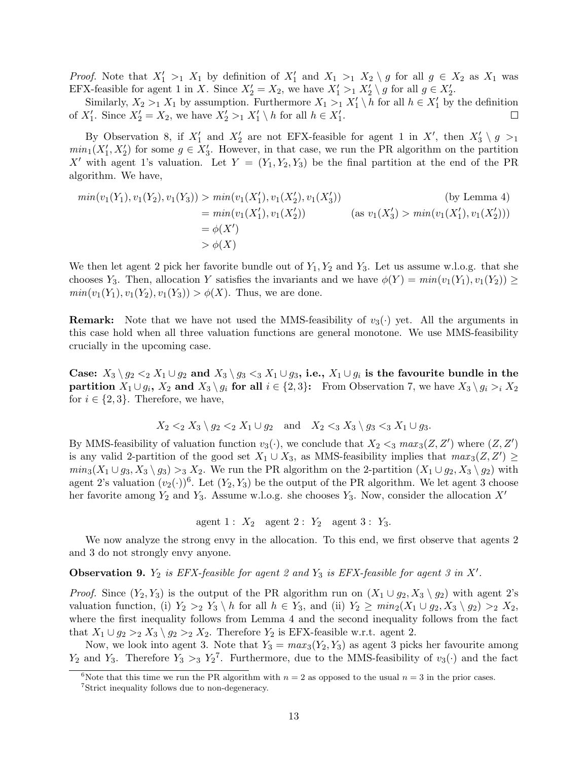*Proof.* Note that $X'_1 >_1 X_1$ by definition of $X'_1$ and $X_1 >_1 X_2 \setminus g$ for all $g \in X_2$ as $X_1$ was EFX-feasible for agent 1 in $X$. Since $X'_2 = X_2$, we have $X'_1 >_1 X'_2 \setminus g$ for all $g \in X'_2$.

Similarly, $X_2 >_1 X_1$ by assumption. Furthermore $X_1 >_1 X'_1 \setminus h$ for all $h \in X'_1$ by the definition of $X'_1$. Since $X'_2 = X_2$, we have $X'_2 >_1 X'_1 \setminus h$ for all $h \in X'_1$. ◻

By Observation 8, if $X'_1$ and $X'_2$ are not EFX-feasible for agent 1 in $X'$, then $X'_3 \setminus g >_1 min_1(X'_1, X'_2)$ for some $g \in X'_3$. However, in that case, we run the PR algorithm on the partition $X'$ with agent 1's valuation. Let $Y = (Y_1, Y_2, Y_3)$ be the final partition at the end of the PR algorithm. We have,

$$\begin{aligned}
min(v_1(Y_1), v_1(Y_2), v_1(Y_3)) &> min(v_1(X'_1), v_1(X'_2), v_1(X'_3)) && \text{(by Lemma 4)} \\
&= min(v_1(X'_1), v_1(X'_2)) && (\text{as } v_1(X'_3) > min(v_1(X'_1), v_1(X'_2))) \\
&= \phi(X') \\
&> \phi(X)
\end{aligned}$$

We then let agent 2 pick her favorite bundle out of $Y_1, Y_2$ and $Y_3$. Let us assume w.l.o.g. that she chooses $Y_3$. Then, allocation $Y$ satisfies the invariants and we have $\phi(Y) = min(v_1(Y_1), v_1(Y_2)) \geq min(v_1(Y_1), v_1(Y_2), v_1(Y_3)) > \phi(X)$. Thus, we are done.

**Remark:** Note that we have not used the MMS-feasibility of $v_3(\cdot)$ yet. All the arguments in this case hold when all three valuation functions are general monotone. We use MMS-feasibility crucially in the upcoming case.

**Case: $X_3 \setminus g_2 <_2 X_1 \cup g_2$ and $X_3 \setminus g_3 <_3 X_1 \cup g_3$, i.e., $X_1 \cup g_i$ is the favourite bundle in the partition $X_1 \cup g_i$, $X_2$ and $X_3 \setminus g_i$ for all $i \in \{2, 3\}$:** From Observation 7, we have $X_3 \setminus g_i >_i X_2$ for $i \in \{2, 3\}$. Therefore, we have,

$$X_2 <_2 X_3 \setminus g_2 <_2 X_1 \cup g_2 \quad \text{and} \quad X_2 <_3 X_3 \setminus g_3 <_3 X_1 \cup g_3.$$

By MMS-feasibility of valuation function $v_3(\cdot)$, we conclude that $X_2 <_3 max_3(Z, Z')$ where $(Z, Z')$ is any valid 2-partition of the good set $X_1 \cup X_3$, as MMS-feasibility implies that $max_3(Z, Z') \geq min_3(X_1 \cup g_3, X_3 \setminus g_3) >_3 X_2$. We run the PR algorithm on the 2-partition $(X_1 \cup g_2, X_3 \setminus g_2)$ with agent 2's valuation $(v_2(\cdot))$[6]. Let $(Y_2, Y_3)$ be the output of the PR algorithm. We let agent 3 choose her favorite among $Y_2$ and $Y_3$. Assume w.l.o.g. she chooses $Y_3$. Now, consider the allocation $X'$

$$\text{agent 1}: \ X_2 \quad \text{agent 2}: \ Y_2 \quad \text{agent 3}: \ Y_3.$$

We now analyze the strong envy in the allocation. To this end, we first observe that agents 2 and 3 do not strongly envy anyone.

**Observation 9.** *$Y_2$ is EFX-feasible for agent 2 and $Y_3$ is EFX-feasible for agent 3 in $X'$.*

*Proof.* Since $(Y_2, Y_3)$ is the output of the PR algorithm run on $(X_1 \cup g_2, X_3 \setminus g_2)$ with agent 2's valuation function, (i) $Y_2 >_2 Y_3 \setminus h$ for all $h \in Y_3$, and (ii) $Y_2 \geq min_2(X_1 \cup g_2, X_3 \setminus g_2) >_2 X_2$, where the first inequality follows from Lemma 4 and the second inequality follows from the fact that $X_1 \cup g_2 >_2 X_3 \setminus g_2 >_2 X_2$. Therefore $Y_2$ is EFX-feasible w.r.t. agent 2.

Now, we look into agent 3. Note that $Y_3 = max_3(Y_2, Y_3)$ as agent 3 picks her favourite among $Y_2$ and $Y_3$. Therefore $Y_3 >_3 Y_2$[7]. Furthermore, due to the MMS-feasibility of $v_3(\cdot)$ and the fact

[6] Note that this time we run the PR algorithm with $n = 2$ as opposed to the usual $n = 3$ in the prior cases.

[7] Strict inequality follows due to non-degeneracy.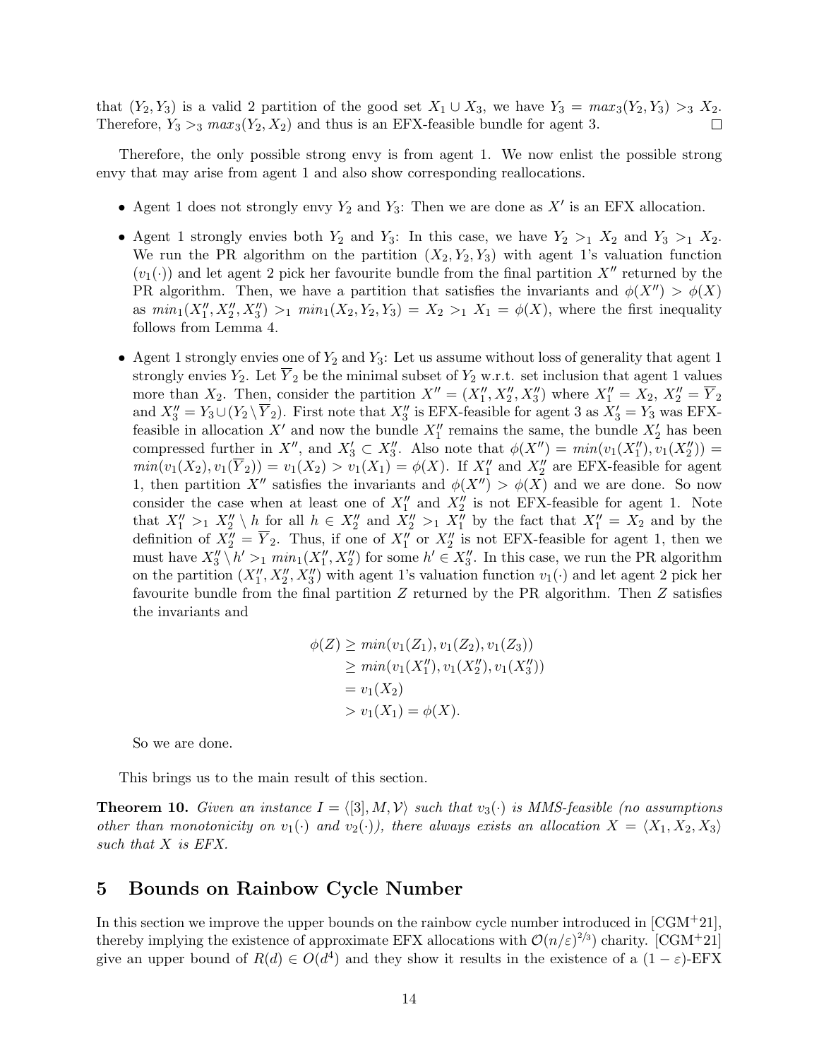that $(Y_2, Y_3)$ is a valid 2 partition of the good set $X_1 \cup X_3$, we have $Y_3 = max_3(Y_2, Y_3) >_3 X_2$. Therefore, $Y_3 >_3 max_3(Y_2, X_2)$ and thus is an EFX-feasible bundle for agent 3. $\square$

Therefore, the only possible strong envy is from agent 1. We now enlist the possible strong envy that may arise from agent 1 and also show corresponding reallocations.

- Agent 1 does not strongly envy $Y_2$ and $Y_3$: Then we are done as $X'$ is an EFX allocation.
- Agent 1 strongly envies both $Y_2$ and $Y_3$: In this case, we have $Y_2 >_1 X_2$ and $Y_3 >_1 X_2$. We run the PR algorithm on the partition $(X_2, Y_2, Y_3)$ with agent 1's valuation function $(v_1(\cdot))$ and let agent 2 pick her favourite bundle from the final partition $X''$ returned by the PR algorithm. Then, we have a partition that satisfies the invariants and $\phi(X'') > \phi(X)$ as $min_1(X''_1, X''_2, X''_3) >_1 min_1(X_2, Y_2, Y_3) = X_2 >_1 X_1 = \phi(X)$, where the first inequality follows from Lemma 4.
- Agent 1 strongly envies one of $Y_2$ and $Y_3$: Let us assume without loss of generality that agent 1 strongly envies $Y_2$. Let $\overline{Y}_2$ be the minimal subset of $Y_2$ w.r.t. set inclusion that agent 1 values more than $X_2$. Then, consider the partition $X'' = (X''_1, X''_2, X''_3)$ where $X''_1 = X_2$, $X''_2 = \overline{Y}_2$ and $X''_3 = Y_3 \cup (Y_2 \setminus \overline{Y}_2)$. First note that $X''_3$ is EFX-feasible for agent 3 as $X'_3 = Y_3$ was EFX-feasible in allocation $X'$ and now the bundle $X''_1$ remains the same, the bundle $X'_2$ has been compressed further in $X''$, and $X'_3 \subset X''_3$. Also note that $\phi(X'') = min(v_1(X''_1), v_1(X''_2)) = min(v_1(X_2), v_1(\overline{Y}_2)) = v_1(X_2) > v_1(X_1) = \phi(X)$. If $X''_1$ and $X''_2$ are EFX-feasible for agent 1, then partition $X''$ satisfies the invariants and $\phi(X'') > \phi(X)$ and we are done. So now consider the case when at least one of $X''_1$ and $X''_2$ is not EFX-feasible for agent 1. Note that $X''_1 >_1 X''_2 \setminus h$ for all $h \in X''_2$ and $X''_2 >_1 X''_1$ by the fact that $X''_1 = X_2$ and by the definition of $X''_2 = \overline{Y}_2$. Thus, if one of $X''_1$ or $X''_2$ is not EFX-feasible for agent 1, then we must have $X''_3 \setminus h' >_1 min_1(X''_1, X''_2)$ for some $h' \in X''_3$. In this case, we run the PR algorithm on the partition $(X''_1, X''_2, X''_3)$ with agent 1's valuation function $v_1(\cdot)$ and let agent 2 pick her favourite bundle from the final partition $Z$ returned by the PR algorithm. Then $Z$ satisfies the invariants and

$$
\begin{aligned}
\phi(Z) &\geq min(v_1(Z_1), v_1(Z_2), v_1(Z_3)) \\
&\geq min(v_1(X''_1), v_1(X''_2), v_1(X''_3)) \\
&= v_1(X_2) \\
&> v_1(X_1) = \phi(X).
\end{aligned}
$$

  So we are done.

This brings us to the main result of this section.

**Theorem 10.** *Given an instance $I = \langle [3], M, \mathcal{V} \rangle$ such that $v_3(\cdot)$ is MMS-feasible (no assumptions other than monotonicity on $v_1(\cdot)$ and $v_2(\cdot)$), there always exists an allocation $X = \langle X_1, X_2, X_3 \rangle$ such that $X$ is EFX.*

# 5 Bounds on Rainbow Cycle Number

In this section we improve the upper bounds on the rainbow cycle number introduced in [CGM+21], thereby implying the existence of approximate EFX allocations with $\mathcal{O}(n/\varepsilon)^{2/3})$ charity. [CGM+21] give an upper bound of $R(d) \in O(d^4)$ and they show it results in the existence of a $(1 - \varepsilon)$-EFX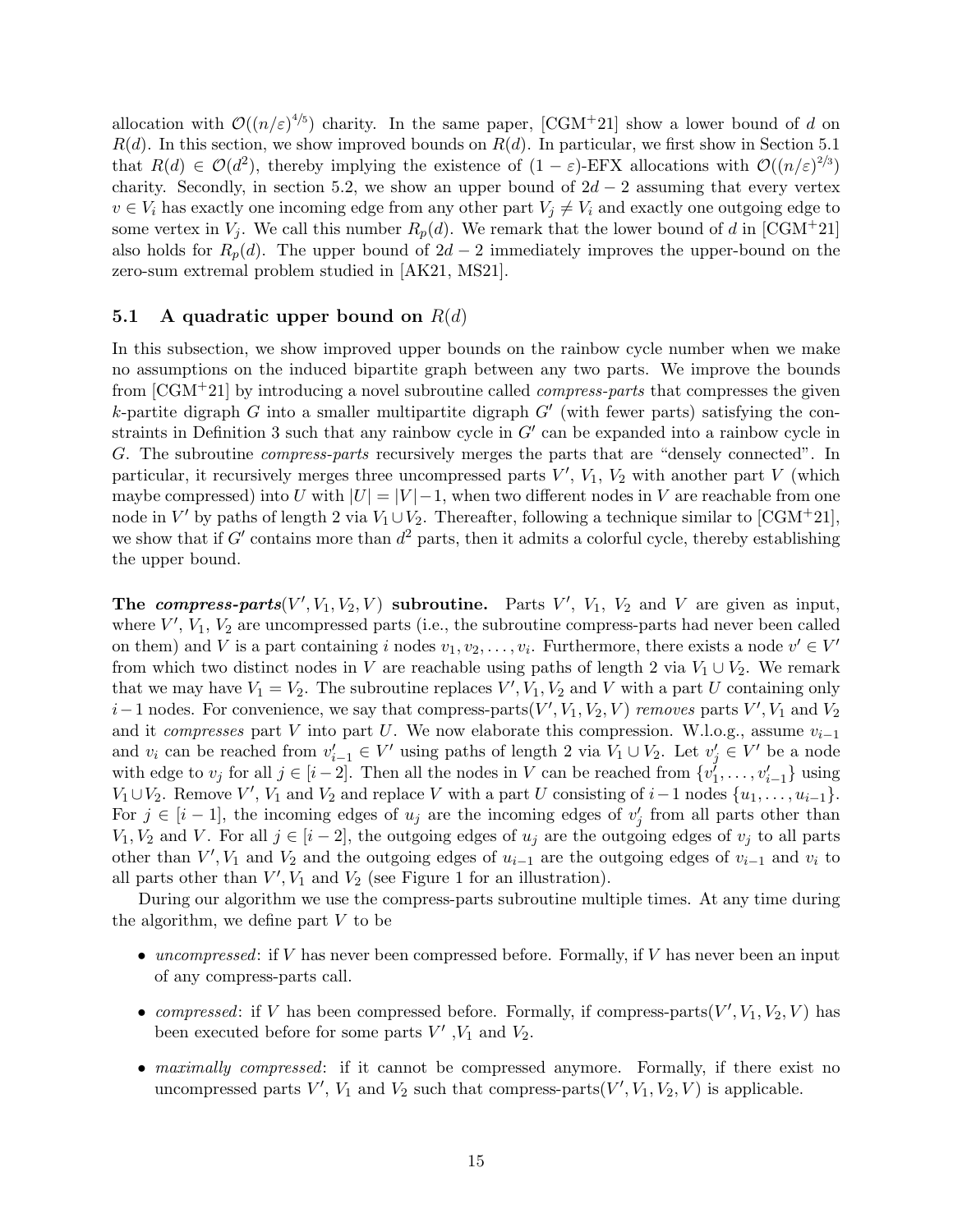allocation with $\mathcal{O}((n/\varepsilon)^{4/5})$ charity. In the same paper, [CGM+21] show a lower bound of $d$ on $R(d)$. In this section, we show improved bounds on $R(d)$. In particular, we first show in Section 5.1 that $R(d) \in \mathcal{O}(d^2)$, thereby implying the existence of $(1-\varepsilon)$-EFX allocations with $\mathcal{O}((n/\varepsilon)^{2/3})$ charity. Secondly, in section 5.2, we show an upper bound of $2d-2$ assuming that every vertex $v \in V_i$ has exactly one incoming edge from any other part $V_j \neq V_i$ and exactly one outgoing edge to some vertex in $V_j$. We call this number $R_p(d)$. We remark that the lower bound of $d$ in [CGM+21] also holds for $R_p(d)$. The upper bound of $2d-2$ immediately improves the upper-bound on the zero-sum extremal problem studied in [AK21, MS21].

### 5.1 A quadratic upper bound on $R(d)$

In this subsection, we show improved upper bounds on the rainbow cycle number when we make no assumptions on the induced bipartite graph between any two parts. We improve the bounds from [CGM+21] by introducing a novel subroutine called *compress-parts* that compresses the given $k$-partite digraph $G$ into a smaller multipartite digraph $G'$ (with fewer parts) satisfying the constraints in Definition 3 such that any rainbow cycle in $G'$ can be expanded into a rainbow cycle in $G$. The subroutine *compress-parts* recursively merges the parts that are "densely connected". In particular, it recursively merges three uncompressed parts $V'$, $V_1$, $V_2$ with another part $V$ (which maybe compressed) into $U$ with $|U| = |V|-1$, when two different nodes in $V$ are reachable from one node in $V'$ by paths of length 2 via $V_1 \cup V_2$. Thereafter, following a technique similar to [CGM+21], we show that if $G'$ contains more than $d^2$ parts, then it admits a colorful cycle, thereby establishing the upper bound.

**The *compress-parts*$(V', V_1, V_2, V)$ subroutine.** Parts $V'$, $V_1$, $V_2$ and $V$ are given as input, where $V'$, $V_1$, $V_2$ are uncompressed parts (i.e., the subroutine compress-parts had never been called on them) and $V$ is a part containing $i$ nodes $v_1, v_2, \ldots, v_i$. Furthermore, there exists a node $v' \in V'$ from which two distinct nodes in $V$ are reachable using paths of length 2 via $V_1 \cup V_2$. We remark that we may have $V_1 = V_2$. The subroutine replaces $V', V_1, V_2$ and $V$ with a part $U$ containing only $i-1$ nodes. For convenience, we say that compress-parts$(V', V_1, V_2, V)$ *removes* parts $V', V_1$ and $V_2$ and it *compresses* part $V$ into part $U$. We now elaborate this compression. W.l.o.g., assume $v_{i-1}$ and $v_i$ can be reached from $v'_{i-1} \in V'$ using paths of length 2 via $V_1 \cup V_2$. Let $v'_j \in V'$ be a node with edge to $v_j$ for all $j \in [i-2]$. Then all the nodes in $V$ can be reached from $\{v'_1, \ldots, v'_{i-1}\}$ using $V_1 \cup V_2$. Remove $V'$, $V_1$ and $V_2$ and replace $V$ with a part $U$ consisting of $i-1$ nodes $\{u_1, \ldots, u_{i-1}\}$. For $j \in [i-1]$, the incoming edges of $u_j$ are the incoming edges of $v'_j$ from all parts other than $V_1, V_2$ and $V$. For all $j \in [i-2]$, the outgoing edges of $u_j$ are the outgoing edges of $v_j$ to all parts other than $V', V_1$ and $V_2$ and the outgoing edges of $u_{i-1}$ are the outgoing edges of $v_{i-1}$ and $v_i$ to all parts other than $V', V_1$ and $V_2$ (see Figure 1 for an illustration).

During our algorithm we use the compress-parts subroutine multiple times. At any time during the algorithm, we define part $V$ to be

- *uncompressed*: if $V$ has never been compressed before. Formally, if $V$ has never been an input of any compress-parts call.
- *compressed*: if $V$ has been compressed before. Formally, if compress-parts$(V', V_1, V_2, V)$ has been executed before for some parts $V'$, $V_1$ and $V_2$.
- *maximally compressed*: if it cannot be compressed anymore. Formally, if there exist no uncompressed parts $V'$, $V_1$ and $V_2$ such that compress-parts$(V', V_1, V_2, V)$ is applicable.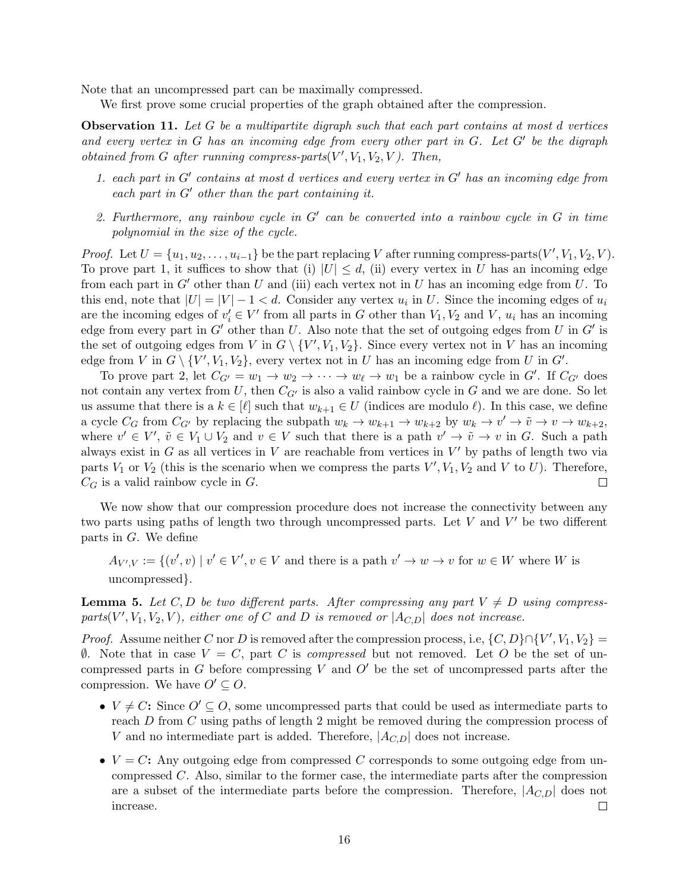Note that an uncompressed part can be maximally compressed.

We first prove some crucial properties of the graph obtained after the compression.

**Observation 11.** *Let $G$ be a multipartite digraph such that each part contains at most $d$ vertices and every vertex in $G$ has an incoming edge from every other part in $G$. Let $G'$ be the digraph obtained from $G$ after running compress-parts$(V', V_1, V_2, V)$. Then,*

1. *each part in $G'$ contains at most $d$ vertices and every vertex in $G'$ has an incoming edge from each part in $G'$ other than the part containing it.*
2. *Furthermore, any rainbow cycle in $G'$ can be converted into a rainbow cycle in $G$ in time polynomial in the size of the cycle.*

*Proof.* Let $U = \{u_1, u_2, \dots, u_{i-1}\}$ be the part replacing $V$ after running compress-parts$(V', V_1, V_2, V)$. To prove part 1, it suffices to show that (i) $|U| \leq d$, (ii) every vertex in $U$ has an incoming edge from each part in $G'$ other than $U$ and (iii) each vertex not in $U$ has an incoming edge from $U$. To this end, note that $|U| = |V| - 1 < d$. Consider any vertex $u_i$ in $U$. Since the incoming edges of $u_i$ are the incoming edges of $v_i' \in V'$ from all parts in $G$ other than $V_1, V_2$ and $V$, $u_i$ has an incoming edge from every part in $G'$ other than $U$. Also note that the set of outgoing edges from $U$ in $G'$ is the set of outgoing edges from $V$ in $G \setminus \{V', V_1, V_2\}$. Since every vertex not in $V$ has an incoming edge from $V$ in $G \setminus \{V', V_1, V_2\}$, every vertex not in $U$ has an incoming edge from $U$ in $G'$.

To prove part 2, let $C_{G'} = w_1 \to w_2 \to \dots \to w_\ell \to w_1$ be a rainbow cycle in $G'$. If $C_{G'}$ does not contain any vertex from $U$, then $C_{G'}$ is also a valid rainbow cycle in $G$ and we are done. So let us assume that there is a $k \in [\ell]$ such that $w_{k+1} \in U$ (indices are modulo $\ell$). In this case, we define a cycle $C_G$ from $C_{G'}$ by replacing the subpath $w_k \to w_{k+1} \to w_{k+2}$ by $w_k \to v' \to \tilde{v} \to v \to w_{k+2}$, where $v' \in V'$, $\tilde{v} \in V_1 \cup V_2$ and $v \in V$ such that there is a path $v' \to \tilde{v} \to v$ in $G$. Such a path always exist in $G$ as all vertices in $V$ are reachable from vertices in $V'$ by paths of length two via parts $V_1$ or $V_2$ (this is the scenario when we compress the parts $V', V_1, V_2$ and $V$ to $U$). Therefore, $C_G$ is a valid rainbow cycle in $G$. □

We now show that our compression procedure does not increase the connectivity between any two parts using paths of length two through uncompressed parts. Let $V$ and $V'$ be two different parts in $G$. We define

$A_{V',V} := \{(v', v) \mid v' \in V', v \in V$ and there is a path $v' \to w \to v$ for $w \in W$ where $W$ is uncompressed$\}$.

**Lemma 5.** *Let $C, D$ be two different parts. After compressing any part $V \neq D$ using compress-parts$(V', V_1, V_2, V)$, either one of $C$ and $D$ is removed or $|A_{C,D}|$ does not increase.*

*Proof.* Assume neither $C$ nor $D$ is removed after the compression process, i.e, $\{C, D\} \cap \{V', V_1, V_2\} = \emptyset$. Note that in case $V = C$, part $C$ is *compressed* but not removed. Let $O$ be the set of uncompressed parts in $G$ before compressing $V$ and $O'$ be the set of uncompressed parts after the compression. We have $O' \subseteq O$.

- **$V \neq C$:** Since $O' \subseteq O$, some uncompressed parts that could be used as intermediate parts to reach $D$ from $C$ using paths of length 2 might be removed during the compression process of $V$ and no intermediate part is added. Therefore, $|A_{C,D}|$ does not increase.
- **$V = C$:** Any outgoing edge from compressed $C$ corresponds to some outgoing edge from uncompressed $C$. Also, similar to the former case, the intermediate parts after the compression are a subset of the intermediate parts before the compression. Therefore, $|A_{C,D}|$ does not increase. □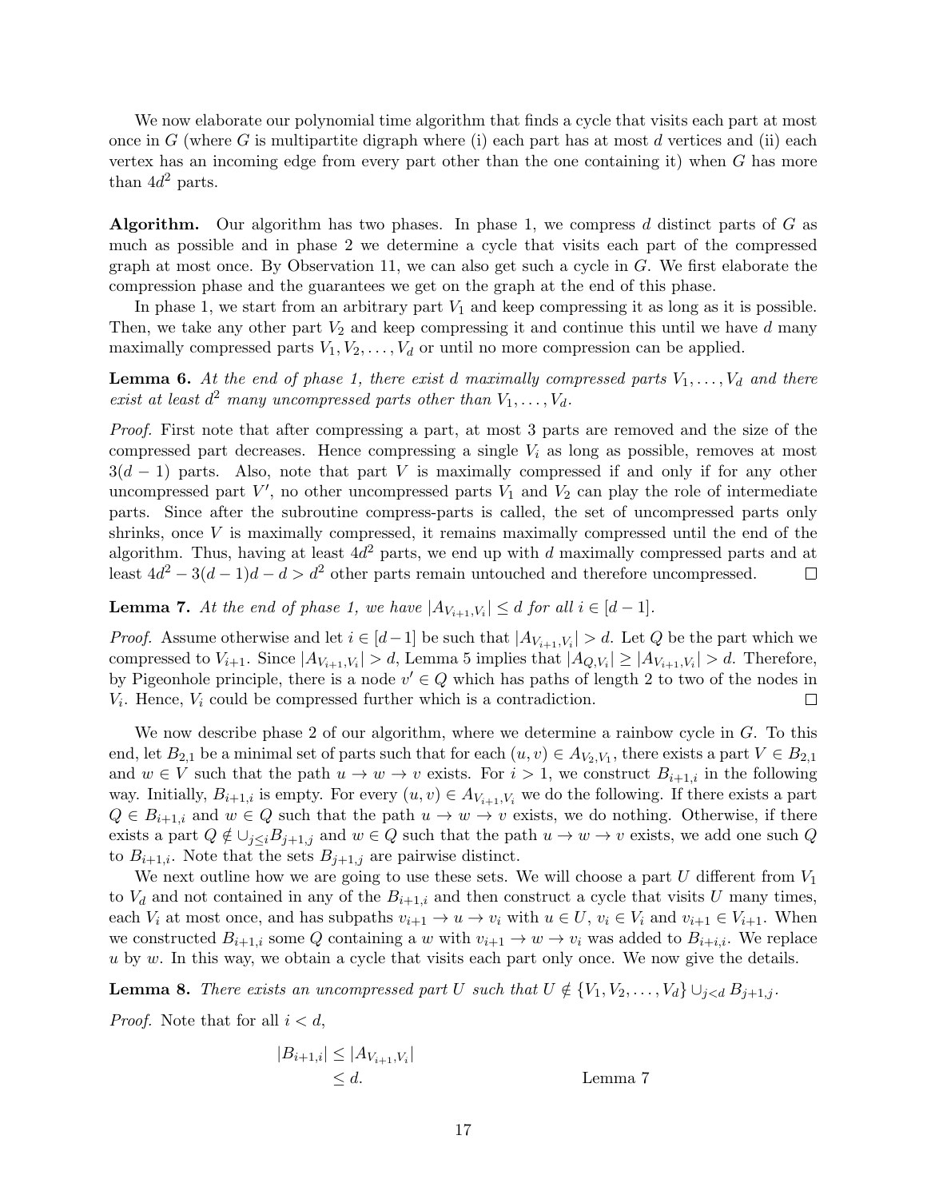We now elaborate our polynomial time algorithm that finds a cycle that visits each part at most once in $G$ (where $G$ is multipartite digraph where (i) each part has at most $d$ vertices and (ii) each vertex has an incoming edge from every part other than the one containing it) when $G$ has more than $4d^2$ parts.

**Algorithm.** Our algorithm has two phases. In phase 1, we compress $d$ distinct parts of $G$ as much as possible and in phase 2 we determine a cycle that visits each part of the compressed graph at most once. By Observation 11, we can also get such a cycle in $G$. We first elaborate the compression phase and the guarantees we get on the graph at the end of this phase.

In phase 1, we start from an arbitrary part $V_1$ and keep compressing it as long as it is possible. Then, we take any other part $V_2$ and keep compressing it and continue this until we have $d$ many maximally compressed parts $V_1, V_2, \dots, V_d$ or until no more compression can be applied.

**Lemma 6.** *At the end of phase 1, there exist $d$ maximally compressed parts $V_1, \dots, V_d$ and there exist at least $d^2$ many uncompressed parts other than $V_1, \dots, V_d$.*

*Proof.* First note that after compressing a part, at most 3 parts are removed and the size of the compressed part decreases. Hence compressing a single $V_i$ as long as possible, removes at most $3(d-1)$ parts. Also, note that part $V$ is maximally compressed if and only if for any other uncompressed part $V'$, no other uncompressed parts $V_1$ and $V_2$ can play the role of intermediate parts. Since after the subroutine compress-parts is called, the set of uncompressed parts only shrinks, once $V$ is maximally compressed, it remains maximally compressed until the end of the algorithm. Thus, having at least $4d^2$ parts, we end up with $d$ maximally compressed parts and at least $4d^2 - 3(d-1)d - d > d^2$ other parts remain untouched and therefore uncompressed. $\square$

**Lemma 7.** *At the end of phase 1, we have $|A_{V_{i+1},V_i}| \le d$ for all $i \in [d-1]$.*

*Proof.* Assume otherwise and let $i \in [d-1]$ be such that $|A_{V_{i+1},V_i}| > d$. Let $Q$ be the part which we compressed to $V_{i+1}$. Since $|A_{V_{i+1},V_i}| > d$, Lemma 5 implies that $|A_{Q,V_i}| \ge |A_{V_{i+1},V_i}| > d$. Therefore, by Pigeonhole principle, there is a node $v' \in Q$ which has paths of length 2 to two of the nodes in $V_i$. Hence, $V_i$ could be compressed further which is a contradiction. $\square$

We now describe phase 2 of our algorithm, where we determine a rainbow cycle in $G$. To this end, let $B_{2,1}$ be a minimal set of parts such that for each $(u, v) \in A_{V_2,V_1}$, there exists a part $V \in B_{2,1}$ and $w \in V$ such that the path $u \to w \to v$ exists. For $i > 1$, we construct $B_{i+1,i}$ in the following way. Initially, $B_{i+1,i}$ is empty. For every $(u, v) \in A_{V_{i+1},V_i}$ we do the following. If there exists a part $Q \in B_{i+1,i}$ and $w \in Q$ such that the path $u \to w \to v$ exists, we do nothing. Otherwise, if there exists a part $Q \notin \cup_{j \le i} B_{j+1,j}$ and $w \in Q$ such that the path $u \to w \to v$ exists, we add one such $Q$ to $B_{i+1,i}$. Note that the sets $B_{j+1,j}$ are pairwise distinct.

We next outline how we are going to use these sets. We will choose a part $U$ different from $V_1$ to $V_d$ and not contained in any of the $B_{i+1,i}$ and then construct a cycle that visits $U$ many times, each $V_i$ at most once, and has subpaths $v_{i+1} \to u \to v_i$ with $u \in U$, $v_i \in V_i$ and $v_{i+1} \in V_{i+1}$. When we constructed $B_{i+1,i}$ some $Q$ containing a $w$ with $v_{i+1} \to w \to v_i$ was added to $B_{i+i,i}$. We replace $u$ by $w$. In this way, we obtain a cycle that visits each part only once. We now give the details.

**Lemma 8.** *There exists an uncompressed part $U$ such that $U \notin \{V_1, V_2, \dots, V_d\} \cup_{j<d} B_{j+1,j}$.*

*Proof.* Note that for all $i < d$,

$$
\begin{aligned}
|B_{i+1,i}| &\le |A_{V_{i+1},V_i}| \\
&\le d. && \text{Lemma 7}
\end{aligned}
$$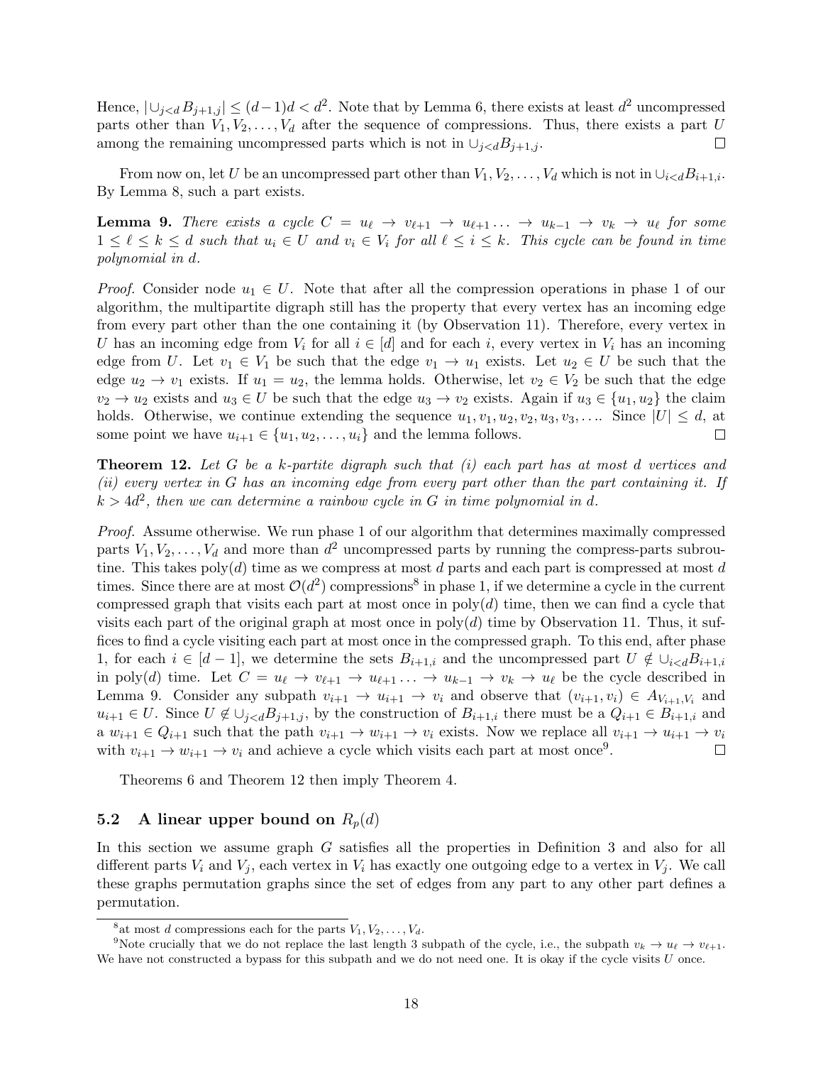Hence, $|\cup_{j<d} B_{j+1,j}| \leq (d-1)d < d^2$. Note that by Lemma 6, there exists at least $d^2$ uncompressed parts other than $V_1, V_2, \ldots, V_d$ after the sequence of compressions. Thus, there exists a part $U$ among the remaining uncompressed parts which is not in $\cup_{j<d} B_{j+1,j}$. □

From now on, let $U$ be an uncompressed part other than $V_1, V_2, \ldots, V_d$ which is not in $\cup_{i<d} B_{i+1,i}$. By Lemma 8, such a part exists.

**Lemma 9.** *There exists a cycle $C = u_\ell \to v_{\ell+1} \to u_{\ell+1} \ldots \to u_{k-1} \to v_k \to u_\ell$ for some $1 \leq \ell \leq k \leq d$ such that $u_i \in U$ and $v_i \in V_i$ for all $\ell \leq i \leq k$. This cycle can be found in time polynomial in $d$.*

*Proof.* Consider node $u_1 \in U$. Note that after all the compression operations in phase 1 of our algorithm, the multipartite digraph still has the property that every vertex has an incoming edge from every part other than the one containing it (by Observation 11). Therefore, every vertex in $U$ has an incoming edge from $V_i$ for all $i \in [d]$ and for each $i$, every vertex in $V_i$ has an incoming edge from $U$. Let $v_1 \in V_1$ be such that the edge $v_1 \to u_1$ exists. Let $u_2 \in U$ be such that the edge $u_2 \to v_1$ exists. If $u_1 = u_2$, the lemma holds. Otherwise, let $v_2 \in V_2$ be such that the edge $v_2 \to u_2$ exists and $u_3 \in U$ be such that the edge $u_3 \to v_2$ exists. Again if $u_3 \in \{u_1, u_2\}$ the claim holds. Otherwise, we continue extending the sequence $u_1, v_1, u_2, v_2, u_3, v_3, \ldots$. Since $|U| \leq d$, at some point we have $u_{i+1} \in \{u_1, u_2, \ldots, u_i\}$ and the lemma follows. □

**Theorem 12.** *Let $G$ be a $k$-partite digraph such that (i) each part has at most $d$ vertices and (ii) every vertex in $G$ has an incoming edge from every part other than the part containing it. If $k > 4d^2$, then we can determine a rainbow cycle in $G$ in time polynomial in $d$.*

*Proof.* Assume otherwise. We run phase 1 of our algorithm that determines maximally compressed parts $V_1, V_2, \ldots, V_d$ and more than $d^2$ uncompressed parts by running the compress-parts subroutine. This takes poly$(d)$ time as we compress at most $d$ parts and each part is compressed at most $d$ times. Since there are at most $\mathcal{O}(d^2)$ compressions[8] in phase 1, if we determine a cycle in the current compressed graph that visits each part at most once in poly$(d)$ time, then we can find a cycle that visits each part of the original graph at most once in poly$(d)$ time by Observation 11. Thus, it suffices to find a cycle visiting each part at most once in the compressed graph. To this end, after phase 1, for each $i \in [d-1]$, we determine the sets $B_{i+1,i}$ and the uncompressed part $U \notin \cup_{i<d} B_{i+1,i}$ in poly$(d)$ time. Let $C = u_\ell \to v_{\ell+1} \to u_{\ell+1} \ldots \to u_{k-1} \to v_k \to u_\ell$ be the cycle described in Lemma 9. Consider any subpath $v_{i+1} \to u_{i+1} \to v_i$ and observe that $(v_{i+1}, v_i) \in A_{V_{i+1}, V_i}$ and $u_{i+1} \in U$. Since $U \notin \cup_{j<d} B_{j+1,j}$, by the construction of $B_{i+1,i}$ there must be a $Q_{i+1} \in B_{i+1,i}$ and a $w_{i+1} \in Q_{i+1}$ such that the path $v_{i+1} \to w_{i+1} \to v_i$ exists. Now we replace all $v_{i+1} \to u_{i+1} \to v_i$ with $v_{i+1} \to w_{i+1} \to v_i$ and achieve a cycle which visits each part at most once[9]. □

Theorems 6 and Theorem 12 then imply Theorem 4.

## 5.2 A linear upper bound on $R_p(d)$

In this section we assume graph $G$ satisfies all the properties in Definition 3 and also for all different parts $V_i$ and $V_j$, each vertex in $V_i$ has exactly one outgoing edge to a vertex in $V_j$. We call these graphs permutation graphs since the set of edges from any part to any other part defines a permutation.

---

[8] at most $d$ compressions each for the parts $V_1, V_2, \ldots, V_d$.

[9] Note crucially that we do not replace the last length 3 subpath of the cycle, i.e., the subpath $v_k \to u_\ell \to v_{\ell+1}$. We have not constructed a bypass for this subpath and we do not need one. It is okay if the cycle visits $U$ once.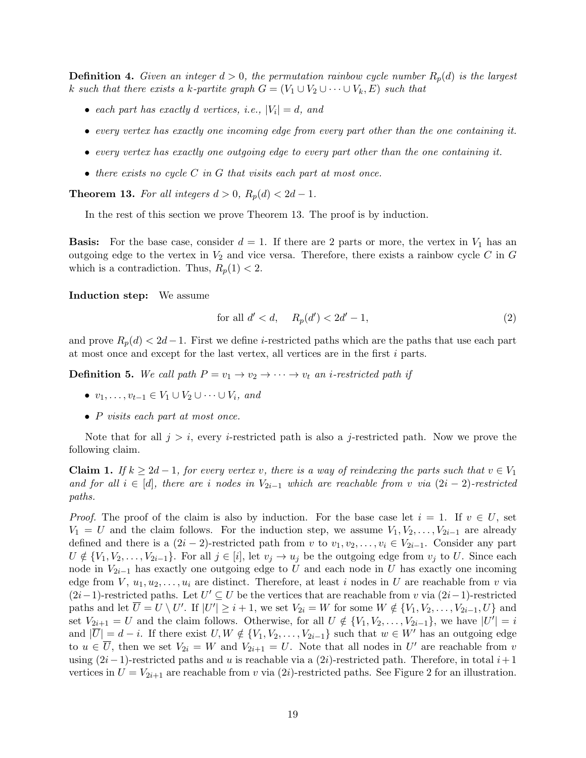**Definition 4.** *Given an integer $d > 0$, the permutation rainbow cycle number $R_p(d)$ is the largest $k$ such that there exists a $k$-partite graph $G = (V_1 \cup V_2 \cup \cdots \cup V_k, E)$ such that*

- *each part has exactly $d$ vertices, i.e., $|V_i| = d$, and*
- *every vertex has exactly one incoming edge from every part other than the one containing it.*
- *every vertex has exactly one outgoing edge to every part other than the one containing it.*
- *there exists no cycle $C$ in $G$ that visits each part at most once.*

**Theorem 13.** *For all integers $d > 0$, $R_p(d) < 2d - 1$.*

In the rest of this section we prove Theorem 13. The proof is by induction.

**Basis:** For the base case, consider $d = 1$. If there are 2 parts or more, the vertex in $V_1$ has an outgoing edge to the vertex in $V_2$ and vice versa. Therefore, there exists a rainbow cycle $C$ in $G$ which is a contradiction. Thus, $R_p(1) < 2$.

**Induction step:** We assume

$$\text{for all } d' < d, \quad R_p(d') < 2d' - 1, \tag{2}$$

and prove $R_p(d) < 2d - 1$. First we define $i$-restricted paths which are the paths that use each part at most once and except for the last vertex, all vertices are in the first $i$ parts.

**Definition 5.** *We call path $P = v_1 \to v_2 \to \cdots \to v_t$ an $i$-restricted path if*

- *$v_1, \ldots, v_{t-1} \in V_1 \cup V_2 \cup \cdots \cup V_i$, and*
- *$P$ visits each part at most once.*

Note that for all $j > i$, every $i$-restricted path is also a $j$-restricted path. Now we prove the following claim.

**Claim 1.** *If $k \geq 2d - 1$, for every vertex $v$, there is a way of reindexing the parts such that $v \in V_1$ and for all $i \in [d]$, there are $i$ nodes in $V_{2i-1}$ which are reachable from $v$ via $(2i-2)$-restricted paths.*

*Proof.* The proof of the claim is also by induction. For the base case let $i = 1$. If $v \in U$, set $V_1 = U$ and the claim follows. For the induction step, we assume $V_1, V_2, \ldots, V_{2i-1}$ are already defined and there is a $(2i-2)$-restricted path from $v$ to $v_1, v_2, \ldots, v_i \in V_{2i-1}$. Consider any part $U \notin \{V_1, V_2, \ldots, V_{2i-1}\}$. For all $j \in [i]$, let $v_j \to u_j$ be the outgoing edge from $v_j$ to $U$. Since each node in $V_{2i-1}$ has exactly one outgoing edge to $U$ and each node in $U$ has exactly one incoming edge from $V$, $u_1, u_2, \ldots, u_i$ are distinct. Therefore, at least $i$ nodes in $U$ are reachable from $v$ via $(2i-1)$-restricted paths. Let $U' \subseteq U$ be the vertices that are reachable from $v$ via $(2i-1)$-restricted paths and let $\overline{U} = U \setminus U'$. If $|U'| \geq i+1$, we set $V_{2i} = W$ for some $W \notin \{V_1, V_2, \ldots, V_{2i-1}, U\}$ and set $V_{2i+1} = U$ and the claim follows. Otherwise, for all $U \notin \{V_1, V_2, \ldots, V_{2i-1}\}$, we have $|U'| = i$ and $|\overline{U}| = d - i$. If there exist $U, W \notin \{V_1, V_2, \ldots, V_{2i-1}\}$ such that $w \in W'$ has an outgoing edge to $u \in \overline{U}$, then we set $V_{2i} = W$ and $V_{2i+1} = U$. Note that all nodes in $U'$ are reachable from $v$ using $(2i-1)$-restricted paths and $u$ is reachable via a $(2i)$-restricted path. Therefore, in total $i+1$ vertices in $U = V_{2i+1}$ are reachable from $v$ via $(2i)$-restricted paths. See Figure 2 for an illustration.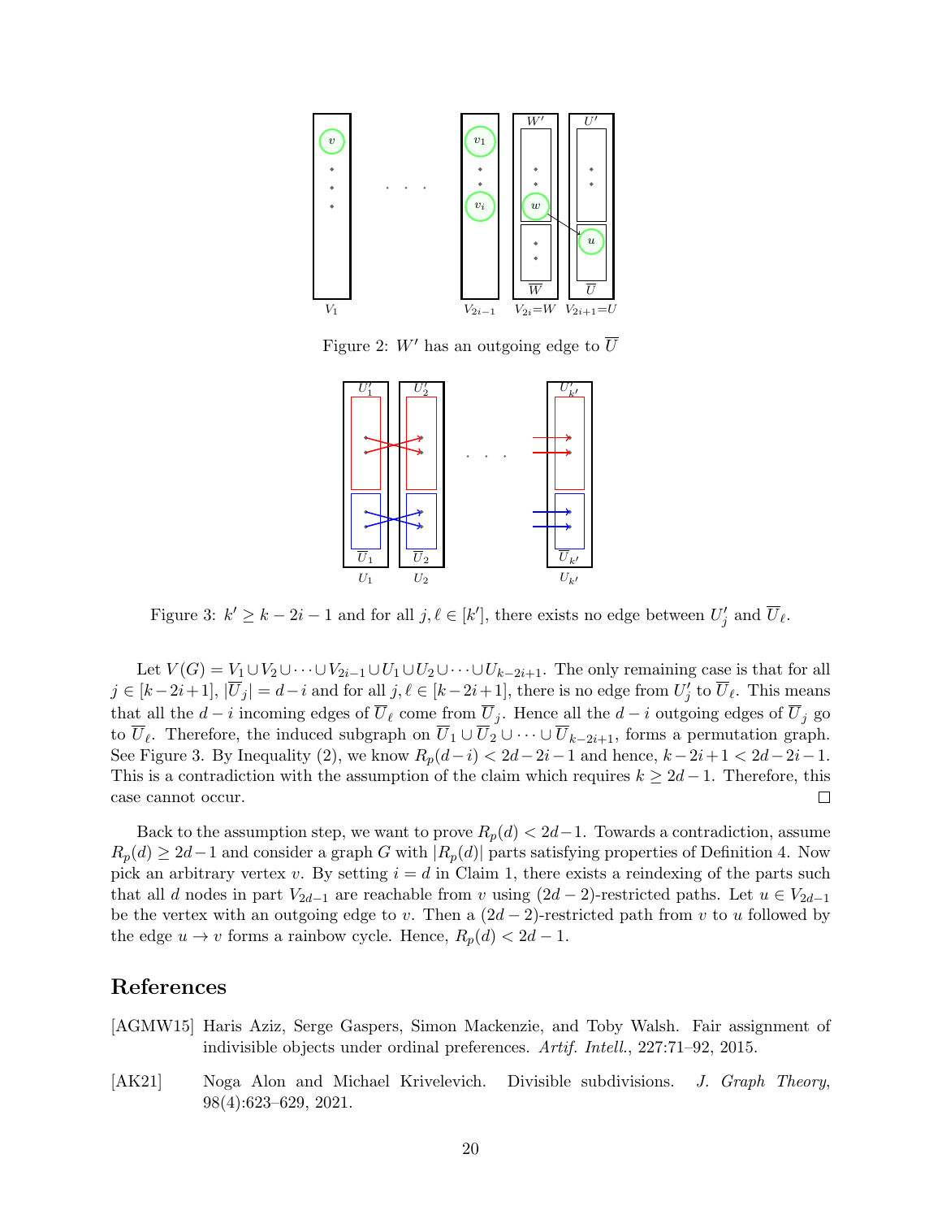Figure 2: $W'$ has an outgoing edge to $\overline{U}$

Figure 3: $k' \geq k - 2i - 1$ and for all $j, \ell \in [k']$, there exists no edge between $U'_j$ and $\overline{U}_\ell$.

Let $V(G) = V_1 \cup V_2 \cup \cdots \cup V_{2i-1} \cup U_1 \cup U_2 \cup \cdots \cup U_{k-2i+1}$. The only remaining case is that for all $j \in [k-2i+1]$, $|\overline{U}_j| = d - i$ and for all $j, \ell \in [k-2i+1]$, there is no edge from $U'_j$ to $\overline{U}_\ell$. This means that all the $d - i$ incoming edges of $\overline{U}_\ell$ come from $\overline{U}_j$. Hence all the $d - i$ outgoing edges of $\overline{U}_j$ go to $\overline{U}_\ell$. Therefore, the induced subgraph on $\overline{U}_1 \cup \overline{U}_2 \cup \cdots \cup \overline{U}_{k-2i+1}$, forms a permutation graph. See Figure 3. By Inequality (2), we know $R_p(d-i) < 2d-2i-1$ and hence, $k-2i+1 < 2d-2i-1$. This is a contradiction with the assumption of the claim which requires $k \geq 2d-1$. Therefore, this case cannot occur. $\square$

Back to the assumption step, we want to prove $R_p(d) < 2d-1$. Towards a contradiction, assume $R_p(d) \geq 2d-1$ and consider a graph $G$ with $|R_p(d)|$ parts satisfying properties of Definition 4. Now pick an arbitrary vertex $v$. By setting $i = d$ in Claim 1, there exists a reindexing of the parts such that all $d$ nodes in part $V_{2d-1}$ are reachable from $v$ using $(2d-2)$-restricted paths. Let $u \in V_{2d-1}$ be the vertex with an outgoing edge to $v$. Then a $(2d-2)$-restricted path from $v$ to $u$ followed by the edge $u \to v$ forms a rainbow cycle. Hence, $R_p(d) < 2d-1$.

## References

[AGMW15] Haris Aziz, Serge Gaspers, Simon Mackenzie, and Toby Walsh. Fair assignment of indivisible objects under ordinal preferences. *Artif. Intell.*, 227:71–92, 2015.

[AK21] Noga Alon and Michael Krivelevich. Divisible subdivisions. *J. Graph Theory*, 98(4):623–629, 2021.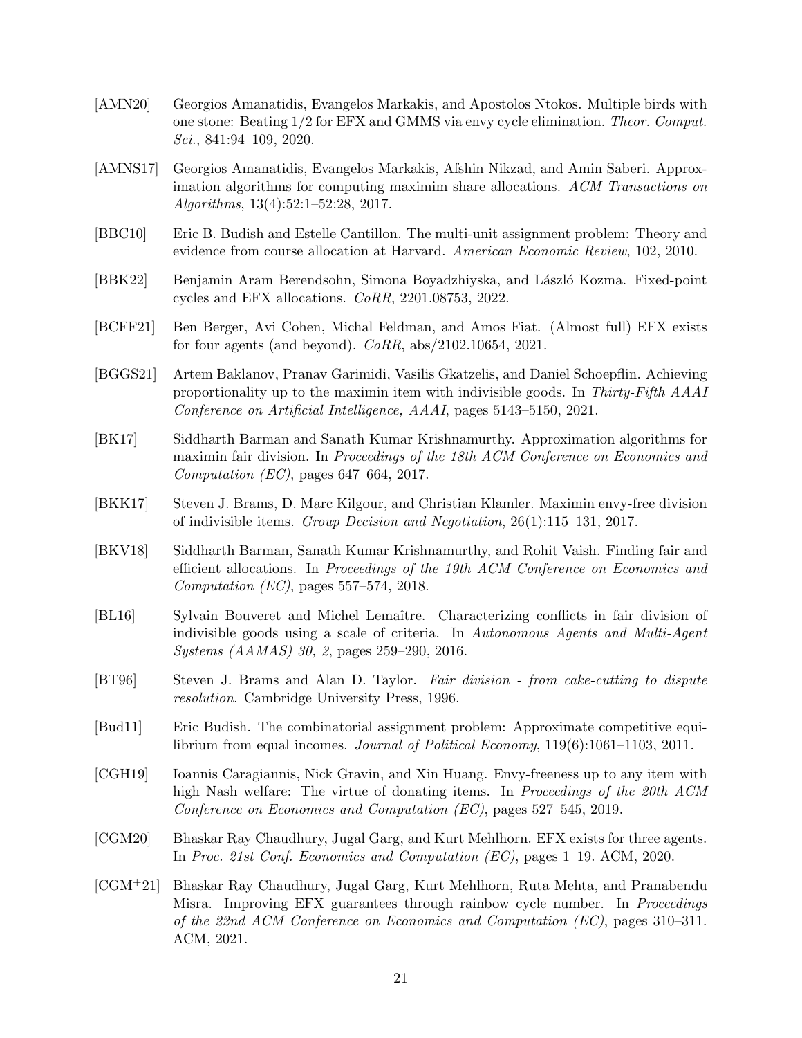[AMN20] Georgios Amanatidis, Evangelos Markakis, and Apostolos Ntokos. Multiple birds with one stone: Beating 1/2 for EFX and GMMS via envy cycle elimination. *Theor. Comput. Sci.*, 841:94–109, 2020.

[AMNS17] Georgios Amanatidis, Evangelos Markakis, Afshin Nikzad, and Amin Saberi. Approximation algorithms for computing maximim share allocations. *ACM Transactions on Algorithms*, 13(4):52:1–52:28, 2017.

[BBC10] Eric B. Budish and Estelle Cantillon. The multi-unit assignment problem: Theory and evidence from course allocation at Harvard. *American Economic Review*, 102, 2010.

[BBK22] Benjamin Aram Berendsohn, Simona Boyadzhiyska, and László Kozma. Fixed-point cycles and EFX allocations. *CoRR*, 2201.08753, 2022.

[BCFF21] Ben Berger, Avi Cohen, Michal Feldman, and Amos Fiat. (Almost full) EFX exists for four agents (and beyond). *CoRR*, abs/2102.10654, 2021.

[BGGS21] Artem Baklanov, Pranav Garimidi, Vasilis Gkatzelis, and Daniel Schoepflin. Achieving proportionality up to the maximin item with indivisible goods. In *Thirty-Fifth AAAI Conference on Artificial Intelligence, AAAI*, pages 5143–5150, 2021.

[BK17] Siddharth Barman and Sanath Kumar Krishnamurthy. Approximation algorithms for maximin fair division. In *Proceedings of the 18th ACM Conference on Economics and Computation (EC)*, pages 647–664, 2017.

[BKK17] Steven J. Brams, D. Marc Kilgour, and Christian Klamler. Maximin envy-free division of indivisible items. *Group Decision and Negotiation*, 26(1):115–131, 2017.

[BKV18] Siddharth Barman, Sanath Kumar Krishnamurthy, and Rohit Vaish. Finding fair and efficient allocations. In *Proceedings of the 19th ACM Conference on Economics and Computation (EC)*, pages 557–574, 2018.

[BL16] Sylvain Bouveret and Michel Lemaître. Characterizing conflicts in fair division of indivisible goods using a scale of criteria. In *Autonomous Agents and Multi-Agent Systems (AAMAS) 30, 2*, pages 259–290, 2016.

[BT96] Steven J. Brams and Alan D. Taylor. *Fair division - from cake-cutting to dispute resolution*. Cambridge University Press, 1996.

[Bud11] Eric Budish. The combinatorial assignment problem: Approximate competitive equilibrium from equal incomes. *Journal of Political Economy*, 119(6):1061–1103, 2011.

[CGH19] Ioannis Caragiannis, Nick Gravin, and Xin Huang. Envy-freeness up to any item with high Nash welfare: The virtue of donating items. In *Proceedings of the 20th ACM Conference on Economics and Computation (EC)*, pages 527–545, 2019.

[CGM20] Bhaskar Ray Chaudhury, Jugal Garg, and Kurt Mehlhorn. EFX exists for three agents. In *Proc. 21st Conf. Economics and Computation (EC)*, pages 1–19. ACM, 2020.

[CGM+21] Bhaskar Ray Chaudhury, Jugal Garg, Kurt Mehlhorn, Ruta Mehta, and Pranabendu Misra. Improving EFX guarantees through rainbow cycle number. In *Proceedings of the 22nd ACM Conference on Economics and Computation (EC)*, pages 310–311. ACM, 2021.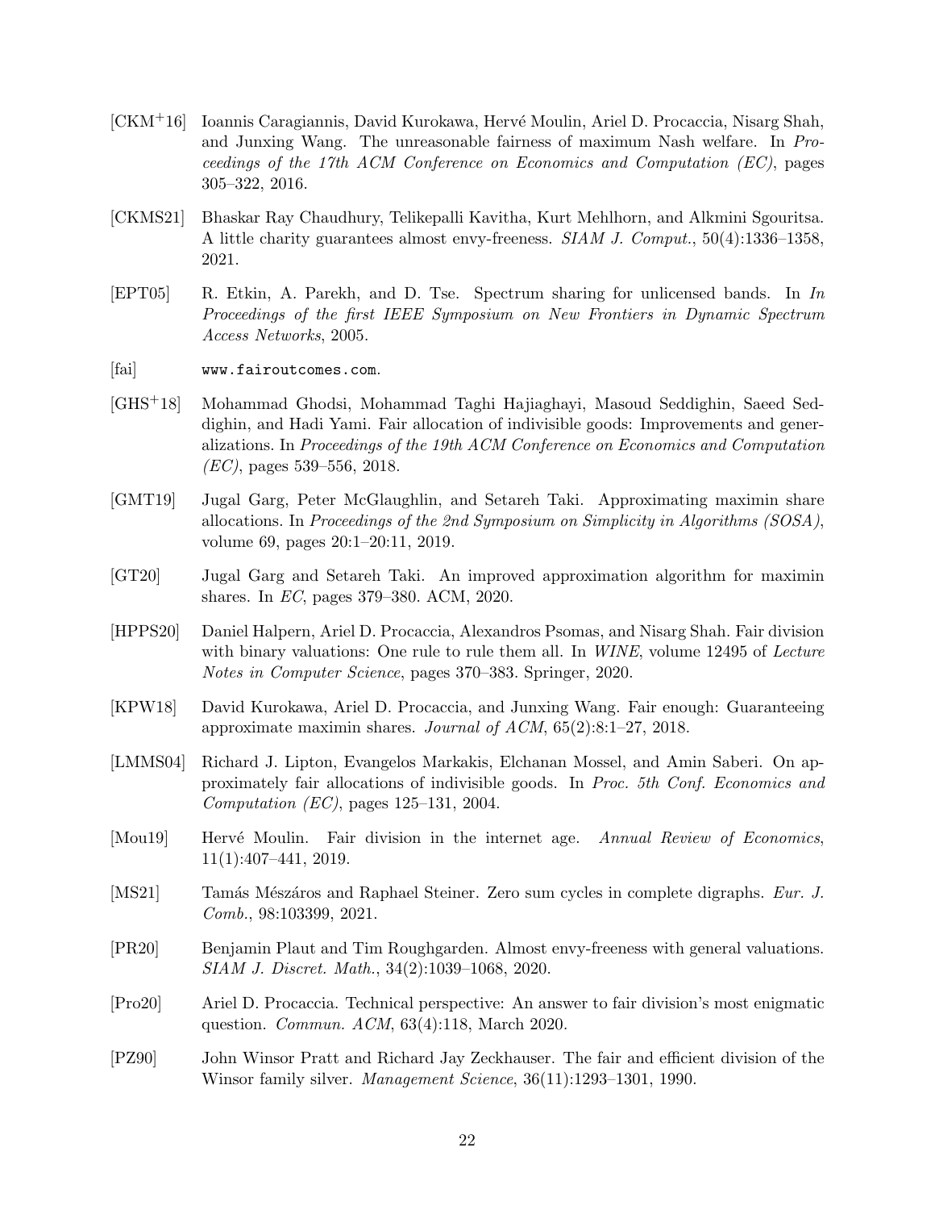[CKM+16] Ioannis Caragiannis, David Kurokawa, Hervé Moulin, Ariel D. Procaccia, Nisarg Shah, and Junxing Wang. The unreasonable fairness of maximum Nash welfare. In *Proceedings of the 17th ACM Conference on Economics and Computation (EC)*, pages 305–322, 2016.

[CKMS21] Bhaskar Ray Chaudhury, Telikepalli Kavitha, Kurt Mehlhorn, and Alkmini Sgouritsa. A little charity guarantees almost envy-freeness. *SIAM J. Comput.*, 50(4):1336–1358, 2021.

[EPT05] R. Etkin, A. Parekh, and D. Tse. Spectrum sharing for unlicensed bands. In *In Proceedings of the first IEEE Symposium on New Frontiers in Dynamic Spectrum Access Networks*, 2005.

[fai] `www.fairoutcomes.com`.

[GHS+18] Mohammad Ghodsi, Mohammad Taghi Hajiaghayi, Masoud Seddighin, Saeed Seddighin, and Hadi Yami. Fair allocation of indivisible goods: Improvements and generalizations. In *Proceedings of the 19th ACM Conference on Economics and Computation (EC)*, pages 539–556, 2018.

[GMT19] Jugal Garg, Peter McGlaughlin, and Setareh Taki. Approximating maximin share allocations. In *Proceedings of the 2nd Symposium on Simplicity in Algorithms (SOSA)*, volume 69, pages 20:1–20:11, 2019.

[GT20] Jugal Garg and Setareh Taki. An improved approximation algorithm for maximin shares. In *EC*, pages 379–380. ACM, 2020.

[HPPS20] Daniel Halpern, Ariel D. Procaccia, Alexandros Psomas, and Nisarg Shah. Fair division with binary valuations: One rule to rule them all. In *WINE*, volume 12495 of *Lecture Notes in Computer Science*, pages 370–383. Springer, 2020.

[KPW18] David Kurokawa, Ariel D. Procaccia, and Junxing Wang. Fair enough: Guaranteeing approximate maximin shares. *Journal of ACM*, 65(2):8:1–27, 2018.

[LMMS04] Richard J. Lipton, Evangelos Markakis, Elchanan Mossel, and Amin Saberi. On approximately fair allocations of indivisible goods. In *Proc. 5th Conf. Economics and Computation (EC)*, pages 125–131, 2004.

[Mou19] Hervé Moulin. Fair division in the internet age. *Annual Review of Economics*, 11(1):407–441, 2019.

[MS21] Tamás Mészáros and Raphael Steiner. Zero sum cycles in complete digraphs. *Eur. J. Comb.*, 98:103399, 2021.

[PR20] Benjamin Plaut and Tim Roughgarden. Almost envy-freeness with general valuations. *SIAM J. Discret. Math.*, 34(2):1039–1068, 2020.

[Pro20] Ariel D. Procaccia. Technical perspective: An answer to fair division's most enigmatic question. *Commun. ACM*, 63(4):118, March 2020.

[PZ90] John Winsor Pratt and Richard Jay Zeckhauser. The fair and efficient division of the Winsor family silver. *Management Science*, 36(11):1293–1301, 1990.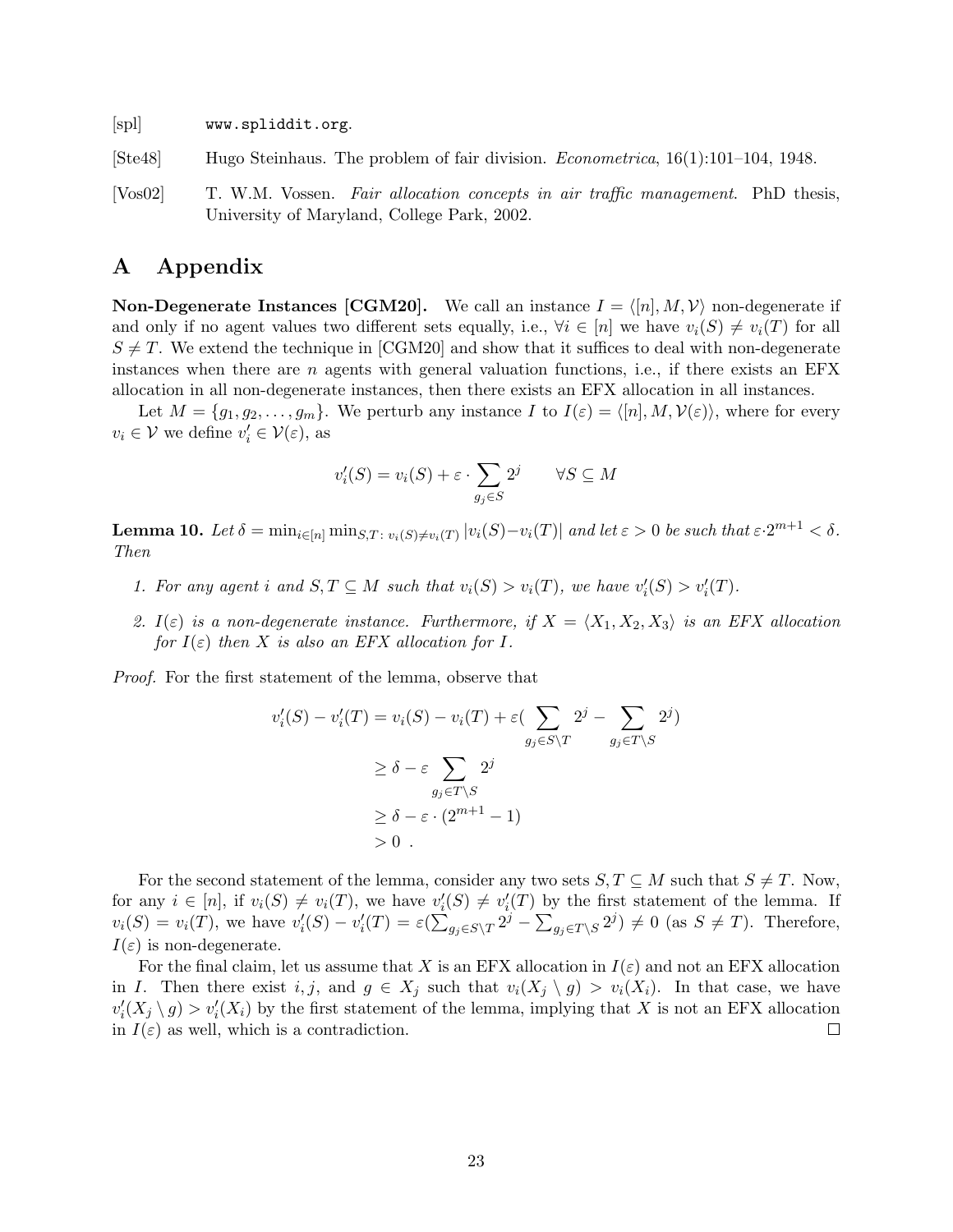[spl] www.spliddit.org.

[Ste48] Hugo Steinhaus. The problem of fair division. *Econometrica*, 16(1):101–104, 1948.

[Vos02] T. W.M. Vossen. *Fair allocation concepts in air traffic management*. PhD thesis, University of Maryland, College Park, 2002.

# A Appendix

**Non-Degenerate Instances [CGM20].** We call an instance $I = \langle [n], M, \mathcal{V}\rangle$ non-degenerate if and only if no agent values two different sets equally, i.e., $\forall i \in [n]$ we have $v_i(S) \neq v_i(T)$ for all $S \neq T$. We extend the technique in [CGM20] and show that it suffices to deal with non-degenerate instances when there are $n$ agents with general valuation functions, i.e., if there exists an EFX allocation in all non-degenerate instances, then there exists an EFX allocation in all instances.

Let $M = \{g_1, g_2, \ldots, g_m\}$. We perturb any instance $I$ to $I(\varepsilon) = \langle [n], M, \mathcal{V}(\varepsilon)\rangle$, where for every $v_i \in \mathcal{V}$ we define $v_i' \in \mathcal{V}(\varepsilon)$, as

$$v_i'(S) = v_i(S) + \varepsilon \cdot \sum_{g_j \in S} 2^j \qquad \forall S \subseteq M$$

**Lemma 10.** *Let $\delta = \min_{i\in[n]} \min_{S,T\colon v_i(S)\neq v_i(T)} |v_i(S) - v_i(T)|$ and let $\varepsilon > 0$ be such that $\varepsilon \cdot 2^{m+1} < \delta$. Then*

1. *For any agent $i$ and $S, T \subseteq M$ such that $v_i(S) > v_i(T)$, we have $v_i'(S) > v_i'(T)$.*
2. *$I(\varepsilon)$ is a non-degenerate instance. Furthermore, if $X = \langle X_1, X_2, X_3\rangle$ is an EFX allocation for $I(\varepsilon)$ then $X$ is also an EFX allocation for $I$.*

*Proof.* For the first statement of the lemma, observe that

$$\begin{aligned} v_i'(S) - v_i'(T) &= v_i(S) - v_i(T) + \varepsilon\Big(\sum_{g_j \in S\setminus T} 2^j - \sum_{g_j \in T\setminus S} 2^j\Big) \\ &\geq \delta - \varepsilon \sum_{g_j \in T\setminus S} 2^j \\ &\geq \delta - \varepsilon \cdot (2^{m+1} - 1) \\ &> 0\ . \end{aligned}$$

For the second statement of the lemma, consider any two sets $S, T \subseteq M$ such that $S \neq T$. Now, for any $i \in [n]$, if $v_i(S) \neq v_i(T)$, we have $v_i'(S) \neq v_i'(T)$ by the first statement of the lemma. If $v_i(S) = v_i(T)$, we have $v_i'(S) - v_i'(T) = \varepsilon(\sum_{g_j \in S\setminus T} 2^j - \sum_{g_j \in T\setminus S} 2^j) \neq 0$ (as $S \neq T$). Therefore, $I(\varepsilon)$ is non-degenerate.

For the final claim, let us assume that $X$ is an EFX allocation in $I(\varepsilon)$ and not an EFX allocation in $I$. Then there exist $i, j$, and $g \in X_j$ such that $v_i(X_j \setminus g) > v_i(X_i)$. In that case, we have $v_i'(X_j \setminus g) > v_i'(X_i)$ by the first statement of the lemma, implying that $X$ is not an EFX allocation in $I(\varepsilon)$ as well, which is a contradiction. $\square$